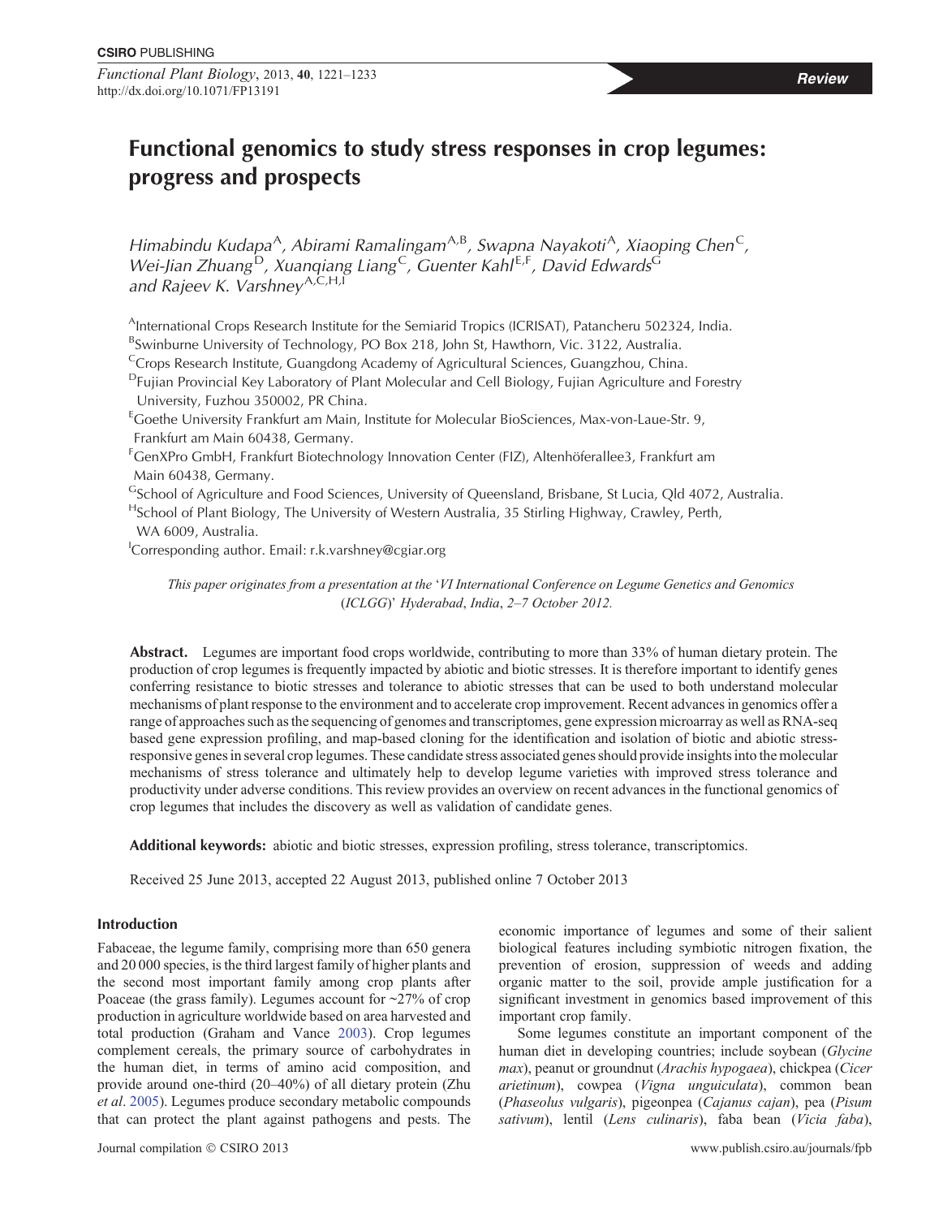Review

# Functional genomics to study stress responses in crop legumes: progress and prospects

*Himabindu Kudapa*[A], *Abirami Ramalingam*[A,B], *Swapna Nayakoti*[A], *Xiaoping Chen*[C], *Wei-Jian Zhuang*[D], *Xuanqiang Liang*[C], *Guenter Kahl*[E,F], *David Edwards*[G] and *Rajeev K. Varshney*[A,C,H,I]

[A]International Crops Research Institute for the Semiarid Tropics (ICRISAT), Patancheru 502324, India.
[B]Swinburne University of Technology, PO Box 218, John St, Hawthorn, Vic. 3122, Australia.
[C]Crops Research Institute, Guangdong Academy of Agricultural Sciences, Guangzhou, China.
[D]Fujian Provincial Key Laboratory of Plant Molecular and Cell Biology, Fujian Agriculture and Forestry University, Fuzhou 350002, PR China.
[E]Goethe University Frankfurt am Main, Institute for Molecular BioSciences, Max-von-Laue-Str. 9, Frankfurt am Main 60438, Germany.
[F]GenXPro GmbH, Frankfurt Biotechnology Innovation Center (FIZ), Altenhöferallee3, Frankfurt am Main 60438, Germany.
[G]School of Agriculture and Food Sciences, University of Queensland, Brisbane, St Lucia, Qld 4072, Australia.
[H]School of Plant Biology, The University of Western Australia, 35 Stirling Highway, Crawley, Perth, WA 6009, Australia.
[I]Corresponding author. Email: r.k.varshney@cgiar.org

*This paper originates from a presentation at the 'VI International Conference on Legume Genetics and Genomics (ICLGG)' Hyderabad, India, 2–7 October 2012.*

**Abstract.** Legumes are important food crops worldwide, contributing to more than 33% of human dietary protein. The production of crop legumes is frequently impacted by abiotic and biotic stresses. It is therefore important to identify genes conferring resistance to biotic stresses and tolerance to abiotic stresses that can be used to both understand molecular mechanisms of plant response to the environment and to accelerate crop improvement. Recent advances in genomics offer a range of approaches such as the sequencing of genomes and transcriptomes, gene expression microarray as well as RNA-seq based gene expression profiling, and map-based cloning for the identification and isolation of biotic and abiotic stress-responsive genes in several crop legumes. These candidate stress associated genes should provide insights into the molecular mechanisms of stress tolerance and ultimately help to develop legume varieties with improved stress tolerance and productivity under adverse conditions. This review provides an overview on recent advances in the functional genomics of crop legumes that includes the discovery as well as validation of candidate genes.

**Additional keywords:** abiotic and biotic stresses, expression profiling, stress tolerance, transcriptomics.

Received 25 June 2013, accepted 22 August 2013, published online 7 October 2013

## Introduction

Fabaceae, the legume family, comprising more than 650 genera and 20 000 species, is the third largest family of higher plants and the second most important family among crop plants after Poaceae (the grass family). Legumes account for ~27% of crop production in agriculture worldwide based on area harvested and total production (Graham and Vance 2003). Crop legumes complement cereals, the primary source of carbohydrates in the human diet, in terms of amino acid composition, and provide around one-third (20–40%) of all dietary protein (Zhu *et al*. 2005). Legumes produce secondary metabolic compounds that can protect the plant against pathogens and pests. The economic importance of legumes and some of their salient biological features including symbiotic nitrogen fixation, the prevention of erosion, suppression of weeds and adding organic matter to the soil, provide ample justification for a significant investment in genomics based improvement of this important crop family.

Some legumes constitute an important component of the human diet in developing countries; include soybean (*Glycine max*), peanut or groundnut (*Arachis hypogaea*), chickpea (*Cicer arietinum*), cowpea (*Vigna unguiculata*), common bean (*Phaseolus vulgaris*), pigeonpea (*Cajanus cajan*), pea (*Pisum sativum*), lentil (*Lens culinaris*), faba bean (*Vicia faba*),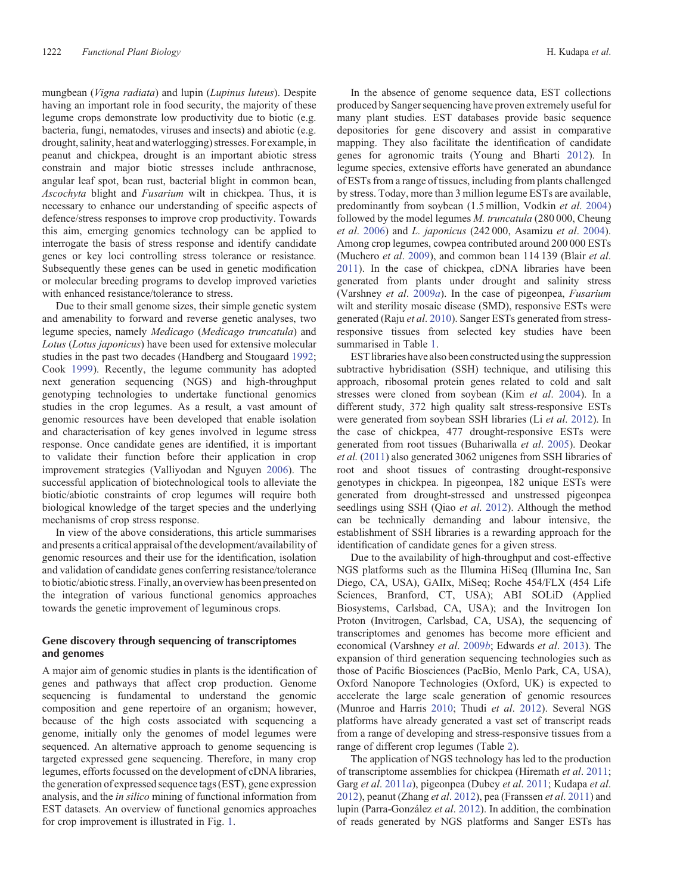mungbean (*Vigna radiata*) and lupin (*Lupinus luteus*). Despite having an important role in food security, the majority of these legume crops demonstrate low productivity due to biotic (e.g. bacteria, fungi, nematodes, viruses and insects) and abiotic (e.g. drought, salinity, heat and waterlogging) stresses. For example, in peanut and chickpea, drought is an important abiotic stress constrain and major biotic stresses include anthracnose, angular leaf spot, bean rust, bacterial blight in common bean, *Ascochyta* blight and *Fusarium* wilt in chickpea. Thus, it is necessary to enhance our understanding of specific aspects of defence/stress responses to improve crop productivity. Towards this aim, emerging genomics technology can be applied to interrogate the basis of stress response and identify candidate genes or key loci controlling stress tolerance or resistance. Subsequently these genes can be used in genetic modification or molecular breeding programs to develop improved varieties with enhanced resistance/tolerance to stress.

Due to their small genome sizes, their simple genetic system and amenability to forward and reverse genetic analyses, two legume species, namely *Medicago* (*Medicago truncatula*) and *Lotus* (*Lotus japonicus*) have been used for extensive molecular studies in the past two decades (Handberg and Stougaard 1992; Cook 1999). Recently, the legume community has adopted next generation sequencing (NGS) and high-throughput genotyping technologies to undertake functional genomics studies in the crop legumes. As a result, a vast amount of genomic resources have been developed that enable isolation and characterisation of key genes involved in legume stress response. Once candidate genes are identified, it is important to validate their function before their application in crop improvement strategies (Valliyodan and Nguyen 2006). The successful application of biotechnological tools to alleviate the biotic/abiotic constraints of crop legumes will require both biological knowledge of the target species and the underlying mechanisms of crop stress response.

In view of the above considerations, this article summarises and presents a critical appraisal of the development/availability of genomic resources and their use for the identification, isolation and validation of candidate genes conferring resistance/tolerance to biotic/abiotic stress. Finally, an overview has been presented on the integration of various functional genomics approaches towards the genetic improvement of leguminous crops.

## Gene discovery through sequencing of transcriptomes and genomes

A major aim of genomic studies in plants is the identification of genes and pathways that affect crop production. Genome sequencing is fundamental to understand the genomic composition and gene repertoire of an organism; however, because of the high costs associated with sequencing a genome, initially only the genomes of model legumes were sequenced. An alternative approach to genome sequencing is targeted expressed gene sequencing. Therefore, in many crop legumes, efforts focussed on the development of cDNA libraries, the generation of expressed sequence tags (EST), gene expression analysis, and the *in silico* mining of functional information from EST datasets. An overview of functional genomics approaches for crop improvement is illustrated in Fig. 1.

In the absence of genome sequence data, EST collections produced by Sanger sequencing have proven extremely useful for many plant studies. EST databases provide basic sequence depositories for gene discovery and assist in comparative mapping. They also facilitate the identification of candidate genes for agronomic traits (Young and Bharti 2012). In legume species, extensive efforts have generated an abundance of ESTs from a range of tissues, including from plants challenged by stress. Today, more than 3 million legume ESTs are available, predominantly from soybean (1.5 million, Vodkin *et al*. 2004) followed by the model legumes *M. truncatula* (280 000, Cheung *et al*. 2006) and *L. japonicus* (242 000, Asamizu *et al*. 2004). Among crop legumes, cowpea contributed around 200 000 ESTs (Muchero *et al*. 2009), and common bean 114 139 (Blair *et al*. 2011). In the case of chickpea, cDNA libraries have been generated from plants under drought and salinity stress (Varshney *et al*. 2009*a*). In the case of pigeonpea, *Fusarium* wilt and sterility mosaic disease (SMD), responsive ESTs were generated (Raju *et al*. 2010). Sanger ESTs generated from stress-responsive tissues from selected key studies have been summarised in Table 1.

EST libraries have also been constructed using the suppression subtractive hybridisation (SSH) technique, and utilising this approach, ribosomal protein genes related to cold and salt stresses were cloned from soybean (Kim *et al*. 2004). In a different study, 372 high quality salt stress-responsive ESTs were generated from soybean SSH libraries (Li *et al*. 2012). In the case of chickpea, 477 drought-responsive ESTs were generated from root tissues (Buhariwalla *et al*. 2005). Deokar *et al*. (2011) also generated 3062 unigenes from SSH libraries of root and shoot tissues of contrasting drought-responsive genotypes in chickpea. In pigeonpea, 182 unique ESTs were generated from drought-stressed and unstressed pigeonpea seedlings using SSH (Qiao *et al*. 2012). Although the method can be technically demanding and labour intensive, the establishment of SSH libraries is a rewarding approach for the identification of candidate genes for a given stress.

Due to the availability of high-throughput and cost-effective NGS platforms such as the Illumina HiSeq (Illumina Inc, San Diego, CA, USA), GAIIx, MiSeq; Roche 454/FLX (454 Life Sciences, Branford, CT, USA); ABI SOLiD (Applied Biosystems, Carlsbad, CA, USA); and the Invitrogen Ion Proton (Invitrogen, Carlsbad, CA, USA), the sequencing of transcriptomes and genomes has become more efficient and economical (Varshney *et al*. 2009*b*; Edwards *et al*. 2013). The expansion of third generation sequencing technologies such as those of Pacific Biosciences (PacBio, Menlo Park, CA, USA), Oxford Nanopore Technologies (Oxford, UK) is expected to accelerate the large scale generation of genomic resources (Munroe and Harris 2010; Thudi *et al*. 2012). Several NGS platforms have already generated a vast set of transcript reads from a range of developing and stress-responsive tissues from a range of different crop legumes (Table 2).

The application of NGS technology has led to the production of transcriptome assemblies for chickpea (Hiremath *et al*. 2011; Garg *et al*. 2011*a*), pigeonpea (Dubey *et al*. 2011; Kudapa *et al*. 2012), peanut (Zhang *et al*. 2012), pea (Franssen *et al*. 2011) and lupin (Parra-González *et al*. 2012). In addition, the combination of reads generated by NGS platforms and Sanger ESTs has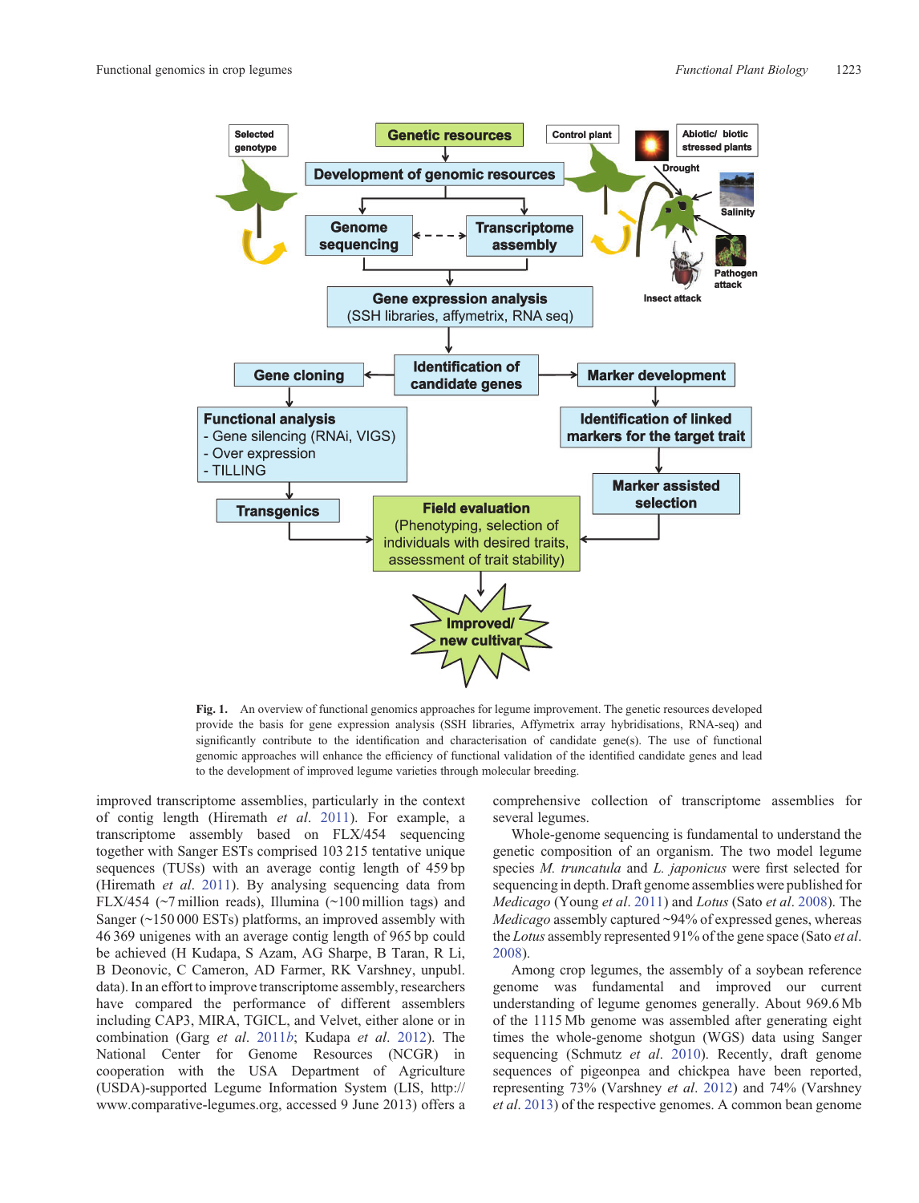**Fig. 1.** An overview of functional genomics approaches for legume improvement. The genetic resources developed provide the basis for gene expression analysis (SSH libraries, Affymetrix array hybridisations, RNA-seq) and significantly contribute to the identification and characterisation of candidate gene(s). The use of functional genomic approaches will enhance the efficiency of functional validation of the identified candidate genes and lead to the development of improved legume varieties through molecular breeding.

improved transcriptome assemblies, particularly in the context of contig length (Hiremath *et al*. 2011). For example, a transcriptome assembly based on FLX/454 sequencing together with Sanger ESTs comprised 103 215 tentative unique sequences (TUSs) with an average contig length of 459 bp (Hiremath *et al*. 2011). By analysing sequencing data from FLX/454 (~7 million reads), Illumina (~100 million tags) and Sanger (~150 000 ESTs) platforms, an improved assembly with 46 369 unigenes with an average contig length of 965 bp could be achieved (H Kudapa, S Azam, AG Sharpe, B Taran, R Li, B Deonovic, C Cameron, AD Farmer, RK Varshney, unpubl. data). In an effort to improve transcriptome assembly, researchers have compared the performance of different assemblers including CAP3, MIRA, TGICL, and Velvet, either alone or in combination (Garg *et al*. 2011*b*; Kudapa *et al*. 2012). The National Center for Genome Resources (NCGR) in cooperation with the USA Department of Agriculture (USDA)-supported Legume Information System (LIS, http://www.comparative-legumes.org, accessed 9 June 2013) offers a comprehensive collection of transcriptome assemblies for several legumes.

Whole-genome sequencing is fundamental to understand the genetic composition of an organism. The two model legume species *M. truncatula* and *L. japonicus* were first selected for sequencing in depth. Draft genome assemblies were published for *Medicago* (Young *et al*. 2011) and *Lotus* (Sato *et al*. 2008). The *Medicago* assembly captured ~94% of expressed genes, whereas the *Lotus* assembly represented 91% of the gene space (Sato *et al*. 2008).

Among crop legumes, the assembly of a soybean reference genome was fundamental and improved our current understanding of legume genomes generally. About 969.6 Mb of the 1115 Mb genome was assembled after generating eight times the whole-genome shotgun (WGS) data using Sanger sequencing (Schmutz *et al*. 2010). Recently, draft genome sequences of pigeonpea and chickpea have been reported, representing 73% (Varshney *et al*. 2012) and 74% (Varshney *et al*. 2013) of the respective genomes. A common bean genome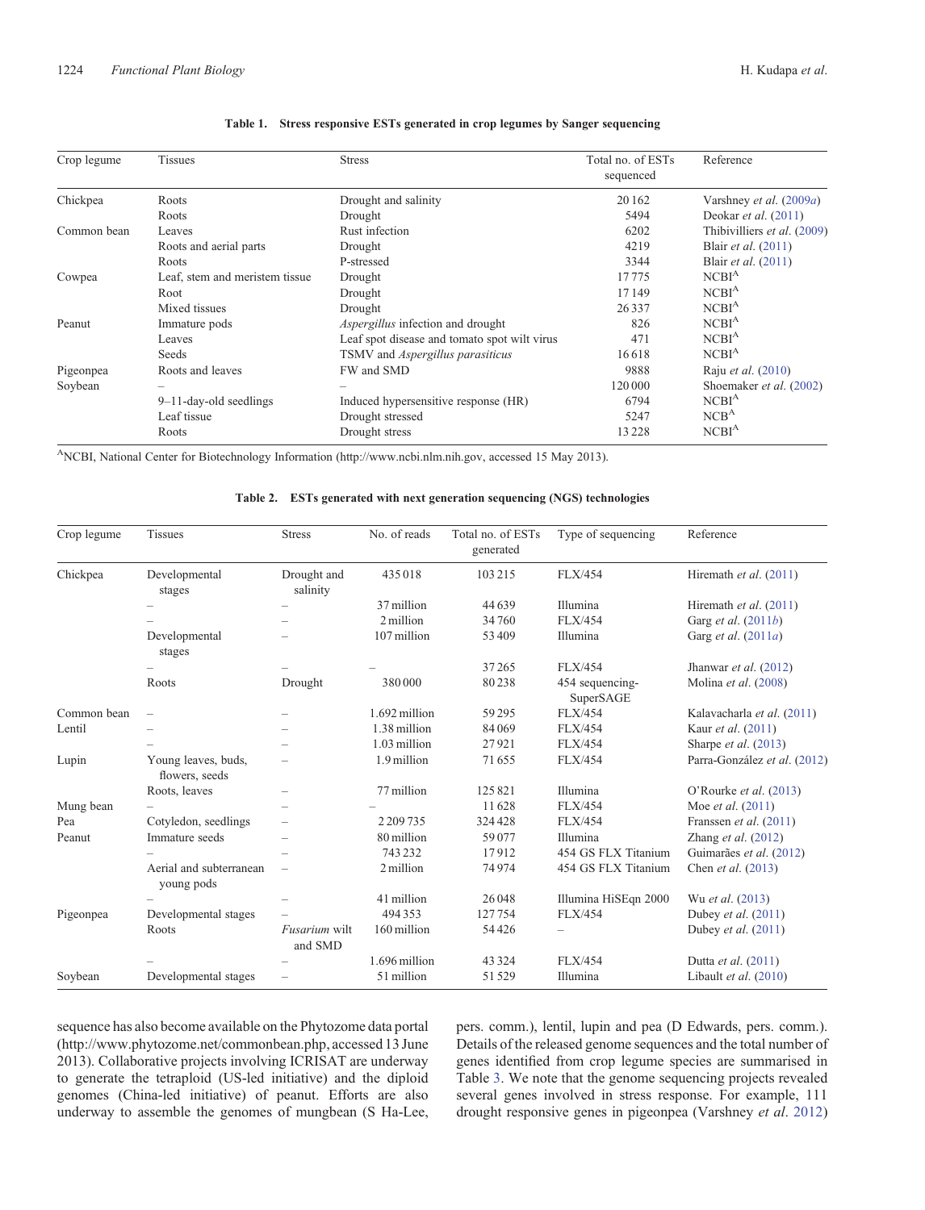**Table 1. Stress responsive ESTs generated in crop legumes by Sanger sequencing**

| Crop legume | Tissues | Stress | Total no. of ESTs sequenced | Reference |
|---|---|---|---|---|
| Chickpea | Roots | Drought and salinity | 20 162 | Varshney *et al*. (2009*a*) |
| | Roots | Drought | 5494 | Deokar *et al*. (2011) |
| Common bean | Leaves | Rust infection | 6202 | Thibivilliers *et al*. (2009) |
| | Roots and aerial parts | Drought | 4219 | Blair *et al*. (2011) |
| | Roots | P-stressed | 3344 | Blair *et al*. (2011) |
| Cowpea | Leaf, stem and meristem tissue | Drought | 17 775 | NCBI[A] |
| | Root | Drought | 17 149 | NCBI[A] |
| | Mixed tissues | Drought | 26 337 | NCBI[A] |
| Peanut | Immature pods | *Aspergillus* infection and drought | 826 | NCBI[A] |
| | Leaves | Leaf spot disease and tomato spot wilt virus | 471 | NCBI[A] |
| | Seeds | TSMV and *Aspergillus parasiticus* | 16 618 | NCBI[A] |
| Pigeonpea | Roots and leaves | FW and SMD | 9888 | Raju *et al*. (2010) |
| Soybean | – | – | 120 000 | Shoemaker *et al*. (2002) |
| | 9–11-day-old seedlings | Induced hypersensitive response (HR) | 6794 | NCBI[A] |
| | Leaf tissue | Drought stressed | 5247 | NCB[A] |
| | Roots | Drought stress | 13 228 | NCBI[A] |

[A]NCBI, National Center for Biotechnology Information (http://www.ncbi.nlm.nih.gov, accessed 15 May 2013).

**Table 2. ESTs generated with next generation sequencing (NGS) technologies**

| Crop legume | Tissues | Stress | No. of reads | Total no. of ESTs generated | Type of sequencing | Reference |
|---|---|---|---|---|---|---|
| Chickpea | Developmental stages | Drought and salinity | 435 018 | 103 215 | FLX/454 | Hiremath *et al*. (2011) |
| | – | – | 37 million | 44 639 | Illumina | Hiremath *et al*. (2011) |
| | – | – | 2 million | 34 760 | FLX/454 | Garg *et al*. (2011*b*) |
| | Developmental stages | – | 107 million | 53 409 | Illumina | Garg *et al*. (2011*a*) |
| | – | – | – | 37 265 | FLX/454 | Jhanwar *et al*. (2012) |
| | Roots | Drought | 380 000 | 80 238 | 454 sequencing-SuperSAGE | Molina *et al*. (2008) |
| Common bean | – | – | 1.692 million | 59 295 | FLX/454 | Kalavacharla *et al*. (2011) |
| Lentil | – | – | 1.38 million | 84 069 | FLX/454 | Kaur *et al*. (2011) |
| | – | – | 1.03 million | 27 921 | FLX/454 | Sharpe *et al*. (2013) |
| Lupin | Young leaves, buds, flowers, seeds | – | 1.9 million | 71 655 | FLX/454 | Parra-González *et al*. (2012) |
| | Roots, leaves | – | 77 million | 125 821 | Illumina | O'Rourke *et al*. (2013) |
| Mung bean | – | – | – | 11 628 | FLX/454 | Moe *et al*. (2011) |
| Pea | Cotyledon, seedlings | – | 2 209 735 | 324 428 | FLX/454 | Franssen *et al*. (2011) |
| Peanut | Immature seeds | – | 80 million | 59 077 | Illumina | Zhang *et al*. (2012) |
| | – | – | 743 232 | 17 912 | 454 GS FLX Titanium | Guimarães *et al*. (2012) |
| | Aerial and subterranean young pods | – | 2 million | 74 974 | 454 GS FLX Titanium | Chen *et al*. (2013) |
| | – | – | 41 million | 26 048 | Illumina HiSeqn 2000 | Wu *et al*. (2013) |
| Pigeonpea | Developmental stages | – | 494 353 | 127 754 | FLX/454 | Dubey *et al*. (2011) |
| | Roots | *Fusarium* wilt and SMD | 160 million | 54 426 | – | Dubey *et al*. (2011) |
| | – | – | 1.696 million | 43 324 | FLX/454 | Dutta *et al*. (2011) |
| Soybean | Developmental stages | – | 51 million | 51 529 | Illumina | Libault *et al*. (2010) |

sequence has also become available on the Phytozome data portal (http://www.phytozome.net/commonbean.php, accessed 13 June 2013). Collaborative projects involving ICRISAT are underway to generate the tetraploid (US-led initiative) and the diploid genomes (China-led initiative) of peanut. Efforts are also underway to assemble the genomes of mungbean (S Ha-Lee, pers. comm.), lentil, lupin and pea (D Edwards, pers. comm.). Details of the released genome sequences and the total number of genes identified from crop legume species are summarised in Table 3. We note that the genome sequencing projects revealed several genes involved in stress response. For example, 111 drought responsive genes in pigeonpea (Varshney *et al*. 2012)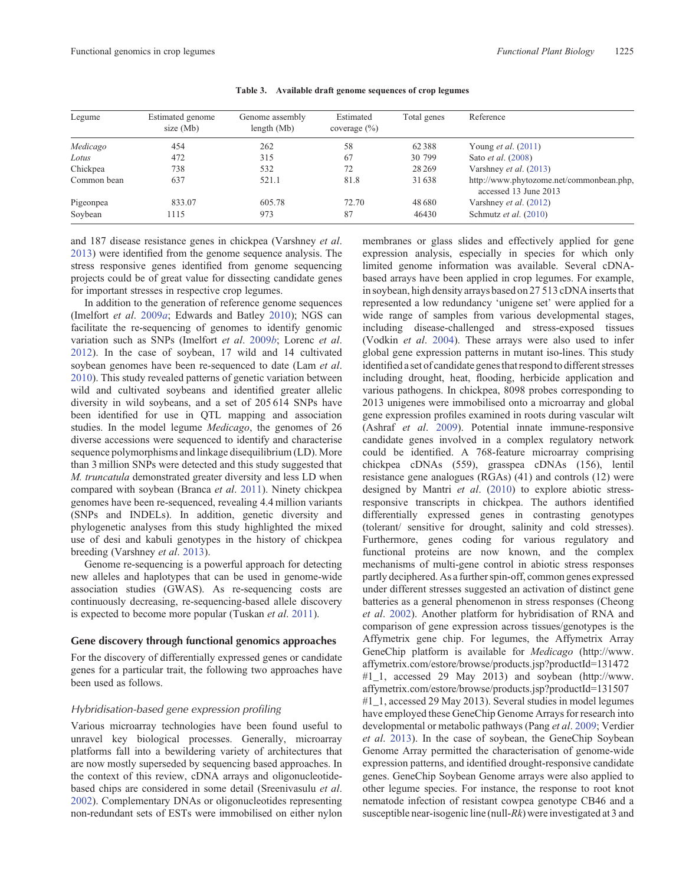**Table 3. Available draft genome sequences of crop legumes**

| Legume | Estimated genome size (Mb) | Genome assembly length (Mb) | Estimated coverage (%) | Total genes | Reference |
|---|---|---|---|---|---|
| *Medicago* | 454 | 262 | 58 | 62 388 | Young *et al*. (2011) |
| *Lotus* | 472 | 315 | 67 | 30 799 | Sato *et al*. (2008) |
| Chickpea | 738 | 532 | 72 | 28 269 | Varshney *et al*. (2013) |
| Common bean | 637 | 521.1 | 81.8 | 31 638 | http://www.phytozome.net/commonbean.php, accessed 13 June 2013 |
| Pigeonpea | 833.07 | 605.78 | 72.70 | 48 680 | Varshney *et al*. (2012) |
| Soybean | 1115 | 973 | 87 | 46430 | Schmutz *et al*. (2010) |

and 187 disease resistance genes in chickpea (Varshney *et al*. 2013) were identified from the genome sequence analysis. The stress responsive genes identified from genome sequencing projects could be of great value for dissecting candidate genes for important stresses in respective crop legumes.

In addition to the generation of reference genome sequences (Imelfort *et al*. 2009*a*; Edwards and Batley 2010); NGS can facilitate the re-sequencing of genomes to identify genomic variation such as SNPs (Imelfort *et al*. 2009*b*; Lorenc *et al*. 2012). In the case of soybean, 17 wild and 14 cultivated soybean genomes have been re-sequenced to date (Lam *et al*. 2010). This study revealed patterns of genetic variation between wild and cultivated soybeans and identified greater allelic diversity in wild soybeans, and a set of 205 614 SNPs have been identified for use in QTL mapping and association studies. In the model legume *Medicago*, the genomes of 26 diverse accessions were sequenced to identify and characterise sequence polymorphisms and linkage disequilibrium (LD). More than 3 million SNPs were detected and this study suggested that *M. truncatula* demonstrated greater diversity and less LD when compared with soybean (Branca *et al*. 2011). Ninety chickpea genomes have been re-sequenced, revealing 4.4 million variants (SNPs and INDELs). In addition, genetic diversity and phylogenetic analyses from this study highlighted the mixed use of desi and kabuli genotypes in the history of chickpea breeding (Varshney *et al*. 2013).

Genome re-sequencing is a powerful approach for detecting new alleles and haplotypes that can be used in genome-wide association studies (GWAS). As re-sequencing costs are continuously decreasing, re-sequencing-based allele discovery is expected to become more popular (Tuskan *et al*. 2011).

## Gene discovery through functional genomics approaches

For the discovery of differentially expressed genes or candidate genes for a particular trait, the following two approaches have been used as follows.

### *Hybridisation-based gene expression profiling*

Various microarray technologies have been found useful to unravel key biological processes. Generally, microarray platforms fall into a bewildering variety of architectures that are now mostly superseded by sequencing based approaches. In the context of this review, cDNA arrays and oligonucleotide-based chips are considered in some detail (Sreenivasulu *et al*. 2002). Complementary DNAs or oligonucleotides representing non-redundant sets of ESTs were immobilised on either nylon membranes or glass slides and effectively applied for gene expression analysis, especially in species for which only limited genome information was available. Several cDNA-based arrays have been applied in crop legumes. For example, in soybean, high density arrays based on 27 513 cDNA inserts that represented a low redundancy 'unigene set' were applied for a wide range of samples from various developmental stages, including disease-challenged and stress-exposed tissues (Vodkin *et al*. 2004). These arrays were also used to infer global gene expression patterns in mutant iso-lines. This study identified a set of candidate genes that respond to different stresses including drought, heat, flooding, herbicide application and various pathogens. In chickpea, 8098 probes corresponding to 2013 unigenes were immobilised onto a microarray and global gene expression profiles examined in roots during vascular wilt (Ashraf *et al*. 2009). Potential innate immune-responsive candidate genes involved in a complex regulatory network could be identified. A 768-feature microarray comprising chickpea cDNAs (559), grasspea cDNAs (156), lentil resistance gene analogues (RGAs) (41) and controls (12) were designed by Mantri *et al*. (2010) to explore abiotic stress-responsive transcripts in chickpea. The authors identified differentially expressed genes in contrasting genotypes (tolerant/ sensitive for drought, salinity and cold stresses). Furthermore, genes coding for various regulatory and functional proteins are now known, and the complex mechanisms of multi-gene control in abiotic stress responses partly deciphered. As a further spin-off, common genes expressed under different stresses suggested an activation of distinct gene batteries as a general phenomenon in stress responses (Cheong *et al*. 2002). Another platform for hybridisation of RNA and comparison of gene expression across tissues/genotypes is the Affymetrix gene chip. For legumes, the Affymetrix Array GeneChip platform is available for *Medicago* (http://www.affymetrix.com/estore/browse/products.jsp?productId=131472#1_1, accessed 29 May 2013) and soybean (http://www.affymetrix.com/estore/browse/products.jsp?productId=131507#1_1, accessed 29 May 2013). Several studies in model legumes have employed these GeneChip Genome Arrays for research into developmental or metabolic pathways (Pang *et al*. 2009; Verdier *et al*. 2013). In the case of soybean, the GeneChip Soybean Genome Array permitted the characterisation of genome-wide expression patterns, and identified drought-responsive candidate genes. GeneChip Soybean Genome arrays were also applied to other legume species. For instance, the response to root knot nematode infection of resistant cowpea genotype CB46 and a susceptible near-isogenic line (null-*Rk*) were investigated at 3 and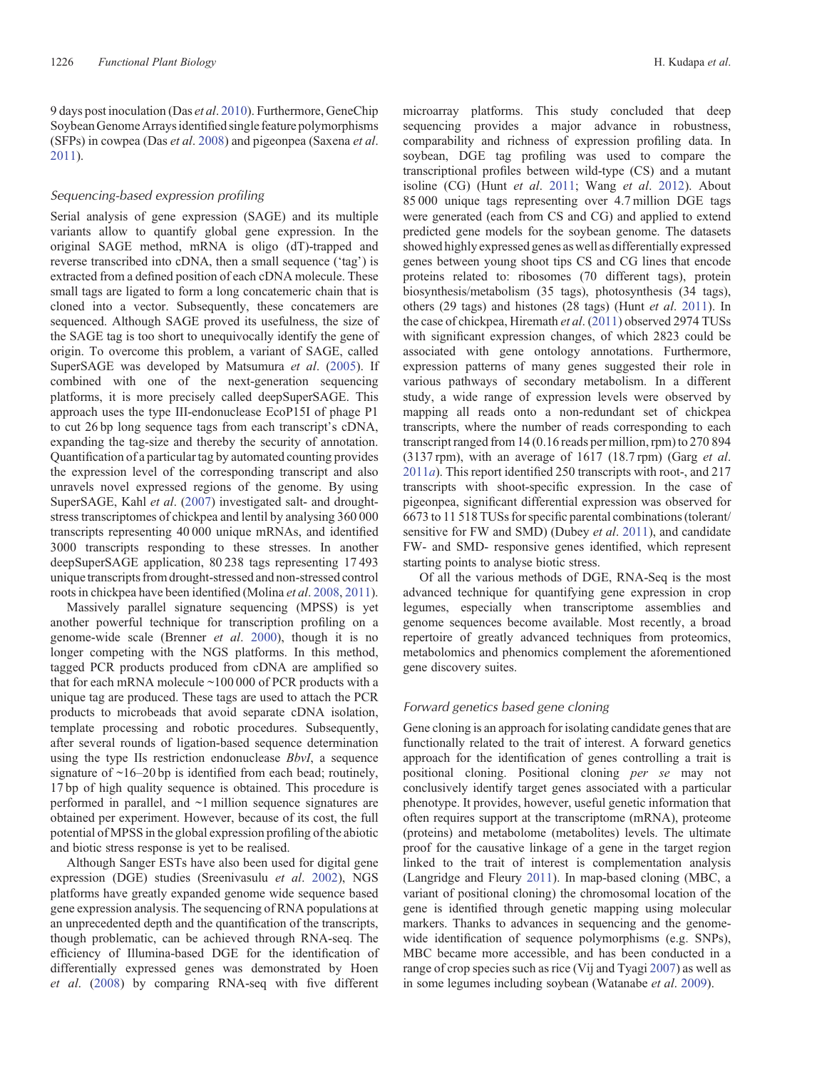9 days post inoculation (Das *et al*. 2010). Furthermore, GeneChip Soybean Genome Arrays identified single feature polymorphisms (SFPs) in cowpea (Das *et al*. 2008) and pigeonpea (Saxena *et al*. 2011).

### *Sequencing-based expression profiling*

Serial analysis of gene expression (SAGE) and its multiple variants allow to quantify global gene expression. In the original SAGE method, mRNA is oligo (dT)-trapped and reverse transcribed into cDNA, then a small sequence ('tag') is extracted from a defined position of each cDNA molecule. These small tags are ligated to form a long concatemeric chain that is cloned into a vector. Subsequently, these concatemers are sequenced. Although SAGE proved its usefulness, the size of the SAGE tag is too short to unequivocally identify the gene of origin. To overcome this problem, a variant of SAGE, called SuperSAGE was developed by Matsumura *et al*. (2005). If combined with one of the next-generation sequencing platforms, it is more precisely called deepSuperSAGE. This approach uses the type III-endonuclease EcoP15I of phage P1 to cut 26 bp long sequence tags from each transcript's cDNA, expanding the tag-size and thereby the security of annotation. Quantification of a particular tag by automated counting provides the expression level of the corresponding transcript and also unravels novel expressed regions of the genome. By using SuperSAGE, Kahl *et al*. (2007) investigated salt- and drought-stress transcriptomes of chickpea and lentil by analysing 360 000 transcripts representing 40 000 unique mRNAs, and identified 3000 transcripts responding to these stresses. In another deepSuperSAGE application, 80 238 tags representing 17 493 unique transcripts from drought-stressed and non-stressed control roots in chickpea have been identified (Molina *et al*. 2008, 2011).

Massively parallel signature sequencing (MPSS) is yet another powerful technique for transcription profiling on a genome-wide scale (Brenner *et al*. 2000), though it is no longer competing with the NGS platforms. In this method, tagged PCR products produced from cDNA are amplified so that for each mRNA molecule ~100 000 of PCR products with a unique tag are produced. These tags are used to attach the PCR products to microbeads that avoid separate cDNA isolation, template processing and robotic procedures. Subsequently, after several rounds of ligation-based sequence determination using the type IIs restriction endonuclease *BbvI*, a sequence signature of ~16–20 bp is identified from each bead; routinely, 17 bp of high quality sequence is obtained. This procedure is performed in parallel, and ~1 million sequence signatures are obtained per experiment. However, because of its cost, the full potential of MPSS in the global expression profiling of the abiotic and biotic stress response is yet to be realised.

Although Sanger ESTs have also been used for digital gene expression (DGE) studies (Sreenivasulu *et al*. 2002), NGS platforms have greatly expanded genome wide sequence based gene expression analysis. The sequencing of RNA populations at an unprecedented depth and the quantification of the transcripts, though problematic, can be achieved through RNA-seq. The efficiency of Illumina-based DGE for the identification of differentially expressed genes was demonstrated by Hoen *et al*. (2008) by comparing RNA-seq with five different microarray platforms. This study concluded that deep sequencing provides a major advance in robustness, comparability and richness of expression profiling data. In soybean, DGE tag profiling was used to compare the transcriptional profiles between wild-type (CS) and a mutant isoline (CG) (Hunt *et al*. 2011; Wang *et al*. 2012). About 85 000 unique tags representing over 4.7 million DGE tags were generated (each from CS and CG) and applied to extend predicted gene models for the soybean genome. The datasets showed highly expressed genes as well as differentially expressed genes between young shoot tips CS and CG lines that encode proteins related to: ribosomes (70 different tags), protein biosynthesis/metabolism (35 tags), photosynthesis (34 tags), others (29 tags) and histones (28 tags) (Hunt *et al*. 2011). In the case of chickpea, Hiremath *et al*. (2011) observed 2974 TUSs with significant expression changes, of which 2823 could be associated with gene ontology annotations. Furthermore, expression patterns of many genes suggested their role in various pathways of secondary metabolism. In a different study, a wide range of expression levels were observed by mapping all reads onto a non-redundant set of chickpea transcripts, where the number of reads corresponding to each transcript ranged from 14 (0.16 reads per million, rpm) to 270 894 (3137 rpm), with an average of 1617 (18.7 rpm) (Garg *et al*. 2011*a*). This report identified 250 transcripts with root-, and 217 transcripts with shoot-specific expression. In the case of pigeonpea, significant differential expression was observed for 6673 to 11 518 TUSs for specific parental combinations (tolerant/sensitive for FW and SMD) (Dubey *et al*. 2011), and candidate FW- and SMD- responsive genes identified, which represent starting points to analyse biotic stress.

Of all the various methods of DGE, RNA-Seq is the most advanced technique for quantifying gene expression in crop legumes, especially when transcriptome assemblies and genome sequences become available. Most recently, a broad repertoire of greatly advanced techniques from proteomics, metabolomics and phenomics complement the aforementioned gene discovery suites.

### *Forward genetics based gene cloning*

Gene cloning is an approach for isolating candidate genes that are functionally related to the trait of interest. A forward genetics approach for the identification of genes controlling a trait is positional cloning. Positional cloning *per se* may not conclusively identify target genes associated with a particular phenotype. It provides, however, useful genetic information that often requires support at the transcriptome (mRNA), proteome (proteins) and metabolome (metabolites) levels. The ultimate proof for the causative linkage of a gene in the target region linked to the trait of interest is complementation analysis (Langridge and Fleury 2011). In map-based cloning (MBC, a variant of positional cloning) the chromosomal location of the gene is identified through genetic mapping using molecular markers. Thanks to advances in sequencing and the genome-wide identification of sequence polymorphisms (e.g. SNPs), MBC became more accessible, and has been conducted in a range of crop species such as rice (Vij and Tyagi 2007) as well as in some legumes including soybean (Watanabe *et al*. 2009).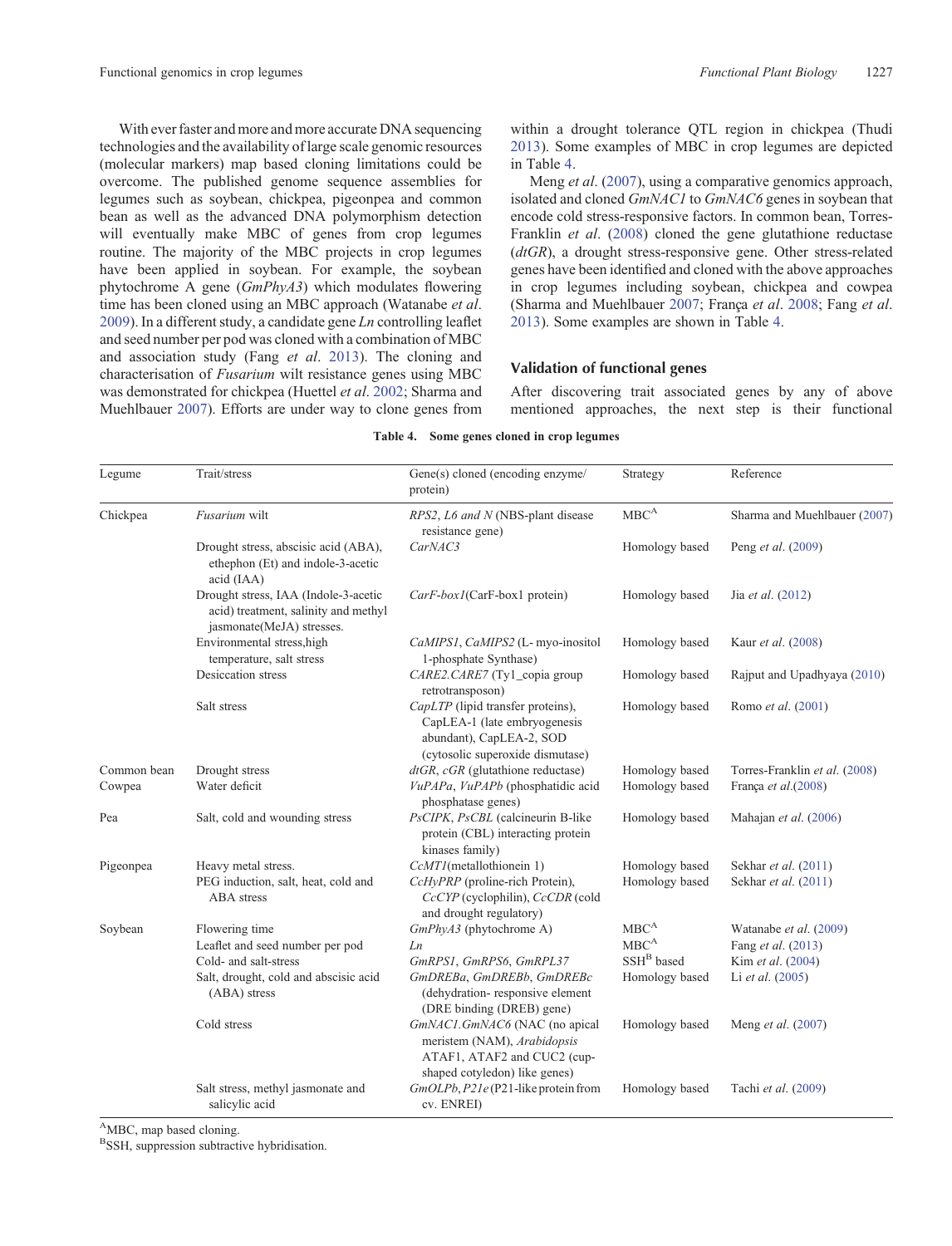With ever faster and more and more accurate DNA sequencing technologies and the availability of large scale genomic resources (molecular markers) map based cloning limitations could be overcome. The published genome sequence assemblies for legumes such as soybean, chickpea, pigeonpea and common bean as well as the advanced DNA polymorphism detection will eventually make MBC of genes from crop legumes routine. The majority of the MBC projects in crop legumes have been applied in soybean. For example, the soybean phytochrome A gene (*GmPhyA3*) which modulates flowering time has been cloned using an MBC approach (Watanabe *et al*. 2009). In a different study, a candidate gene *Ln* controlling leaflet and seed number per pod was cloned with a combination of MBC and association study (Fang *et al*. 2013). The cloning and characterisation of *Fusarium* wilt resistance genes using MBC was demonstrated for chickpea (Huettel *et al*. 2002; Sharma and Muehlbauer 2007). Efforts are under way to clone genes from within a drought tolerance QTL region in chickpea (Thudi 2013). Some examples of MBC in crop legumes are depicted in Table 4.

Meng *et al*. (2007), using a comparative genomics approach, isolated and cloned *GmNAC1* to *GmNAC6* genes in soybean that encode cold stress-responsive factors. In common bean, Torres-Franklin *et al*. (2008) cloned the gene glutathione reductase (*dtGR*), a drought stress-responsive gene. Other stress-related genes have been identified and cloned with the above approaches in crop legumes including soybean, chickpea and cowpea (Sharma and Muehlbauer 2007; França *et al*. 2008; Fang *et al*. 2013). Some examples are shown in Table 4.

## Validation of functional genes

After discovering trait associated genes by any of above mentioned approaches, the next step is their functional

**Table 4. Some genes cloned in crop legumes**

| Legume | Trait/stress | Gene(s) cloned (encoding enzyme/ protein) | Strategy | Reference |
|---|---|---|---|---|
| Chickpea | *Fusarium* wilt | *RPS2*, *L6 and N* (NBS-plant disease resistance gene) | MBC[A] | Sharma and Muehlbauer (2007) |
| | Drought stress, abscisic acid (ABA), ethephon (Et) and indole-3-acetic acid (IAA) | *CarNAC3* | Homology based | Peng *et al*. (2009) |
| | Drought stress, IAA (Indole-3-acetic acid) treatment, salinity and methyl jasmonate(MeJA) stresses. | *CarF-box1*(CarF-box1 protein) | Homology based | Jia *et al*. (2012) |
| | Environmental stress,high temperature, salt stress | *CaMIPS1*, *CaMIPS2* (L- myo-inositol 1-phosphate Synthase) | Homology based | Kaur *et al*. (2008) |
| | Desiccation stress | *CARE2.CARE7* (Ty1_copia group retrotransposon) | Homology based | Rajput and Upadhyaya (2010) |
| | Salt stress | *CapLTP* (lipid transfer proteins), CapLEA-1 (late embryogenesis abundant), CapLEA-2, SOD (cytosolic superoxide dismutase) | Homology based | Romo *et al*. (2001) |
| Common bean | Drought stress | *dtGR*, *cGR* (glutathione reductase) | Homology based | Torres-Franklin *et al*. (2008) |
| Cowpea | Water deficit | *VuPAPa*, *VuPAPb* (phosphatidic acid phosphatase genes) | Homology based | França *et al*.(2008) |
| Pea | Salt, cold and wounding stress | *PsCIPK*, *PsCBL* (calcineurin B-like protein (CBL) interacting protein kinases family) | Homology based | Mahajan *et al*. (2006) |
| Pigeonpea | Heavy metal stress. | *CcMT1*(metallothionein 1) | Homology based | Sekhar *et al*. (2011) |
| | PEG induction, salt, heat, cold and ABA stress | *CcHyPRP* (proline-rich Protein), *CcCYP* (cyclophilin), *CcCDR* (cold and drought regulatory) | Homology based | Sekhar *et al*. (2011) |
| Soybean | Flowering time | *GmPhyA3* (phytochrome A) | MBC[A] | Watanabe *et al*. (2009) |
| | Leaflet and seed number per pod | *Ln* | MBC[A] | Fang *et al*. (2013) |
| | Cold- and salt-stress | *GmRPS1*, *GmRPS6*, *GmRPL37* | SSH[B] based | Kim *et al*. (2004) |
| | Salt, drought, cold and abscisic acid (ABA) stress | *GmDREBa*, *GmDREBb*, *GmDREBc* (dehydration- responsive element (DRE binding (DREB) gene) | Homology based | Li *et al*. (2005) |
| | Cold stress | *GmNAC1.GmNAC6* (NAC (no apical meristem (NAM), *Arabidopsis* ATAF1, ATAF2 and CUC2 (cup-shaped cotyledon) like genes) | Homology based | Meng *et al*. (2007) |
| | Salt stress, methyl jasmonate and salicylic acid | *GmOLPb*, *P21e* (P21-like protein from cv. ENREI) | Homology based | Tachi *et al*. (2009) |

[A]MBC, map based cloning.
[B]SSH, suppression subtractive hybridisation.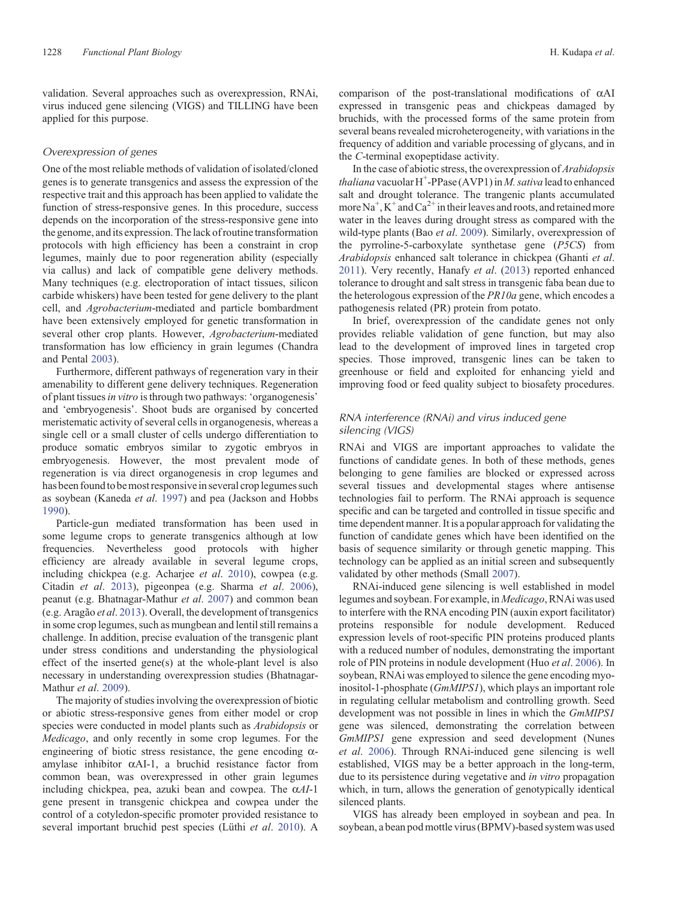validation. Several approaches such as overexpression, RNAi, virus induced gene silencing (VIGS) and TILLING have been applied for this purpose.

### *Overexpression of genes*

One of the most reliable methods of validation of isolated/cloned genes is to generate transgenics and assess the expression of the respective trait and this approach has been applied to validate the function of stress-responsive genes. In this procedure, success depends on the incorporation of the stress-responsive gene into the genome, and its expression. The lack of routine transformation protocols with high efficiency has been a constraint in crop legumes, mainly due to poor regeneration ability (especially via callus) and lack of compatible gene delivery methods. Many techniques (e.g. electroporation of intact tissues, silicon carbide whiskers) have been tested for gene delivery to the plant cell, and *Agrobacterium*-mediated and particle bombardment have been extensively employed for genetic transformation in several other crop plants. However, *Agrobacterium*-mediated transformation has low efficiency in grain legumes (Chandra and Pental 2003).

Furthermore, different pathways of regeneration vary in their amenability to different gene delivery techniques. Regeneration of plant tissues *in vitro* is through two pathways: 'organogenesis' and 'embryogenesis'. Shoot buds are organised by concerted meristematic activity of several cells in organogenesis, whereas a single cell or a small cluster of cells undergo differentiation to produce somatic embryos similar to zygotic embryos in embryogenesis. However, the most prevalent mode of regeneration is via direct organogenesis in crop legumes and has been found to be most responsive in several crop legumes such as soybean (Kaneda *et al*. 1997) and pea (Jackson and Hobbs 1990).

Particle-gun mediated transformation has been used in some legume crops to generate transgenics although at low frequencies. Nevertheless good protocols with higher efficiency are already available in several legume crops, including chickpea (e.g. Acharjee *et al*. 2010), cowpea (e.g. Citadin *et al*. 2013), pigeonpea (e.g. Sharma *et al*. 2006), peanut (e.g. Bhatnagar-Mathur *et al*. 2007) and common bean (e.g. Aragão *et al*. 2013). Overall, the development of transgenics in some crop legumes, such as mungbean and lentil still remains a challenge. In addition, precise evaluation of the transgenic plant under stress conditions and understanding the physiological effect of the inserted gene(s) at the whole-plant level is also necessary in understanding overexpression studies (Bhatnagar-Mathur *et al*. 2009).

The majority of studies involving the overexpression of biotic or abiotic stress-responsive genes from either model or crop species were conducted in model plants such as *Arabidopsis* or *Medicago*, and only recently in some crop legumes. For the engineering of biotic stress resistance, the gene encoding α-amylase inhibitor αAI-1, a bruchid resistance factor from common bean, was overexpressed in other grain legumes including chickpea, pea, azuki bean and cowpea. The *αAI*-1 gene present in transgenic chickpea and cowpea under the control of a cotyledon-specific promoter provided resistance to several important bruchid pest species (Lüthi *et al*. 2010). A comparison of the post-translational modifications of αAI expressed in transgenic peas and chickpeas damaged by bruchids, with the processed forms of the same protein from several beans revealed microheterogeneity, with variations in the frequency of addition and variable processing of glycans, and in the *C*-terminal exopeptidase activity.

In the case of abiotic stress, the overexpression of *Arabidopsis thaliana* vacuolar $H^+$-PPase (AVP1) in *M. sativa* lead to enhanced salt and drought tolerance. The trangenic plants accumulated more $Na^+$, $K^+$ and $Ca^{2+}$ in their leaves and roots, and retained more water in the leaves during drought stress as compared with the wild-type plants (Bao *et al*. 2009). Similarly, overexpression of the pyrroline-5-carboxylate synthetase gene (*P5CS*) from *Arabidopsis* enhanced salt tolerance in chickpea (Ghanti *et al*. 2011). Very recently, Hanafy *et al*. (2013) reported enhanced tolerance to drought and salt stress in transgenic faba bean due to the heterologous expression of the *PR10a* gene, which encodes a pathogenesis related (PR) protein from potato.

In brief, overexpression of the candidate genes not only provides reliable validation of gene function, but may also lead to the development of improved lines in targeted crop species. Those improved, transgenic lines can be taken to greenhouse or field and exploited for enhancing yield and improving food or feed quality subject to biosafety procedures.

### *RNA interference (RNAi) and virus induced gene silencing (VIGS)*

RNAi and VIGS are important approaches to validate the functions of candidate genes. In both of these methods, genes belonging to gene families are blocked or expressed across several tissues and developmental stages where antisense technologies fail to perform. The RNAi approach is sequence specific and can be targeted and controlled in tissue specific and time dependent manner. It is a popular approach for validating the function of candidate genes which have been identified on the basis of sequence similarity or through genetic mapping. This technology can be applied as an initial screen and subsequently validated by other methods (Small 2007).

RNAi-induced gene silencing is well established in model legumes and soybean. For example, in *Medicago*, RNAi was used to interfere with the RNA encoding PIN (auxin export facilitator) proteins responsible for nodule development. Reduced expression levels of root-specific PIN proteins produced plants with a reduced number of nodules, demonstrating the important role of PIN proteins in nodule development (Huo *et al*. 2006). In soybean, RNAi was employed to silence the gene encoding myo-inositol-1-phosphate (*GmMIPS1*), which plays an important role in regulating cellular metabolism and controlling growth. Seed development was not possible in lines in which the *GmMIPS1* gene was silenced, demonstrating the correlation between *GmMIPS1* gene expression and seed development (Nunes *et al*. 2006). Through RNAi-induced gene silencing is well established, VIGS may be a better approach in the long-term, due to its persistence during vegetative and *in vitro* propagation which, in turn, allows the generation of genotypically identical silenced plants.

VIGS has already been employed in soybean and pea. In soybean, a bean pod mottle virus (BPMV)-based system was used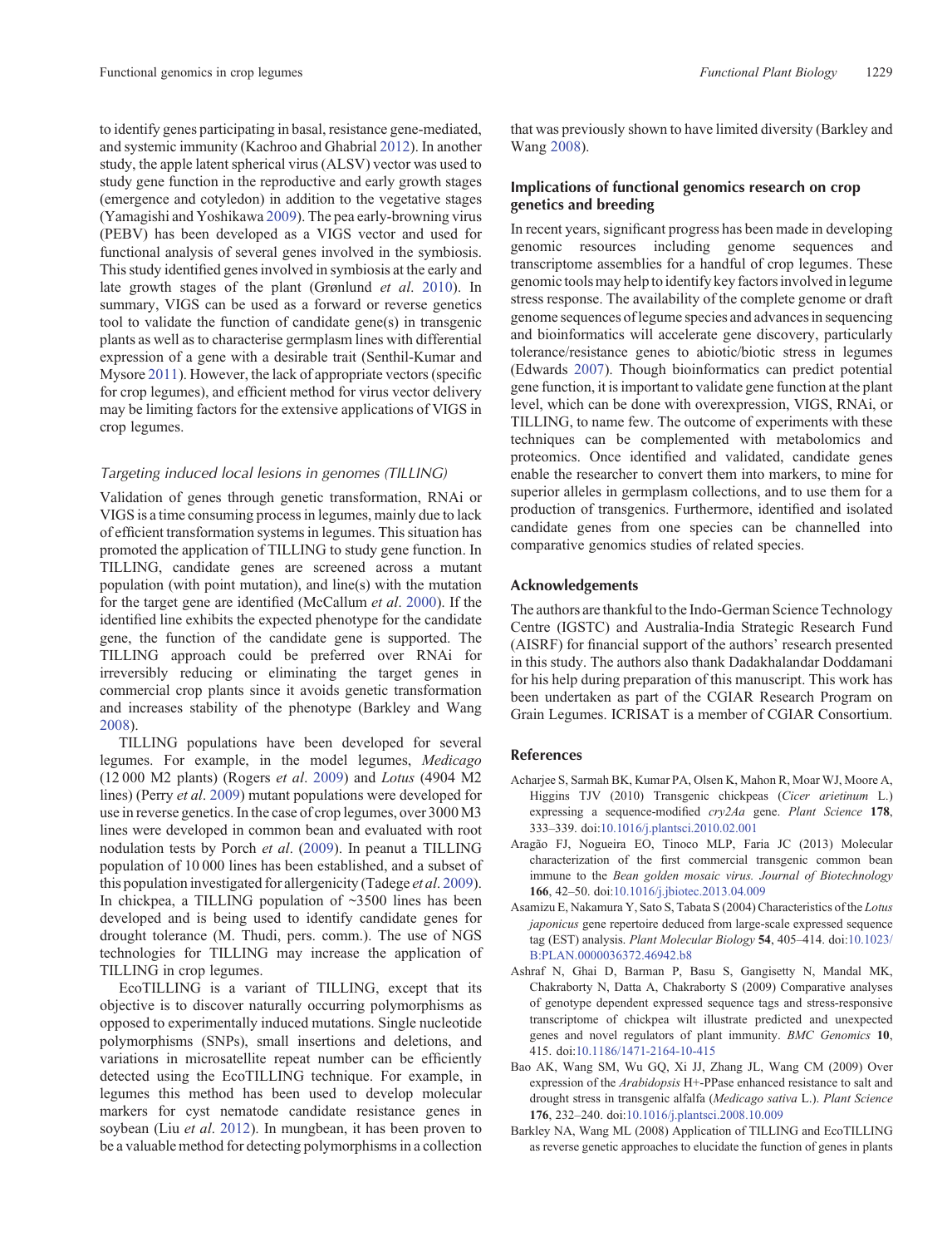to identify genes participating in basal, resistance gene-mediated, and systemic immunity (Kachroo and Ghabrial 2012). In another study, the apple latent spherical virus (ALSV) vector was used to study gene function in the reproductive and early growth stages (emergence and cotyledon) in addition to the vegetative stages (Yamagishi and Yoshikawa 2009). The pea early-browning virus (PEBV) has been developed as a VIGS vector and used for functional analysis of several genes involved in the symbiosis. This study identified genes involved in symbiosis at the early and late growth stages of the plant (Grønlund *et al*. 2010). In summary, VIGS can be used as a forward or reverse genetics tool to validate the function of candidate gene(s) in transgenic plants as well as to characterise germplasm lines with differential expression of a gene with a desirable trait (Senthil-Kumar and Mysore 2011). However, the lack of appropriate vectors (specific for crop legumes), and efficient method for virus vector delivery may be limiting factors for the extensive applications of VIGS in crop legumes.

### *Targeting induced local lesions in genomes (TILLING)*

Validation of genes through genetic transformation, RNAi or VIGS is a time consuming process in legumes, mainly due to lack of efficient transformation systems in legumes. This situation has promoted the application of TILLING to study gene function. In TILLING, candidate genes are screened across a mutant population (with point mutation), and line(s) with the mutation for the target gene are identified (McCallum *et al*. 2000). If the identified line exhibits the expected phenotype for the candidate gene, the function of the candidate gene is supported. The TILLING approach could be preferred over RNAi for irreversibly reducing or eliminating the target genes in commercial crop plants since it avoids genetic transformation and increases stability of the phenotype (Barkley and Wang 2008).

TILLING populations have been developed for several legumes. For example, in the model legumes, *Medicago* (12 000 M2 plants) (Rogers *et al*. 2009) and *Lotus* (4904 M2 lines) (Perry *et al*. 2009) mutant populations were developed for use in reverse genetics. In the case of crop legumes, over 3000 M3 lines were developed in common bean and evaluated with root nodulation tests by Porch *et al*. (2009). In peanut a TILLING population of 10 000 lines has been established, and a subset of this population investigated for allergenicity (Tadege *et al*. 2009). In chickpea, a TILLING population of ~3500 lines has been developed and is being used to identify candidate genes for drought tolerance (M. Thudi, pers. comm.). The use of NGS technologies for TILLING may increase the application of TILLING in crop legumes.

EcoTILLING is a variant of TILLING, except that its objective is to discover naturally occurring polymorphisms as opposed to experimentally induced mutations. Single nucleotide polymorphisms (SNPs), small insertions and deletions, and variations in microsatellite repeat number can be efficiently detected using the EcoTILLING technique. For example, in legumes this method has been used to develop molecular markers for cyst nematode candidate resistance genes in soybean (Liu *et al*. 2012). In mungbean, it has been proven to be a valuable method for detecting polymorphisms in a collection that was previously shown to have limited diversity (Barkley and Wang 2008).

## Implications of functional genomics research on crop genetics and breeding

In recent years, significant progress has been made in developing genomic resources including genome sequences and transcriptome assemblies for a handful of crop legumes. These genomic tools may help to identify key factors involved in legume stress response. The availability of the complete genome or draft genome sequences of legume species and advances in sequencing and bioinformatics will accelerate gene discovery, particularly tolerance/resistance genes to abiotic/biotic stress in legumes (Edwards 2007). Though bioinformatics can predict potential gene function, it is important to validate gene function at the plant level, which can be done with overexpression, VIGS, RNAi, or TILLING, to name few. The outcome of experiments with these techniques can be complemented with metabolomics and proteomics. Once identified and validated, candidate genes enable the researcher to convert them into markers, to mine for superior alleles in germplasm collections, and to use them for a production of transgenics. Furthermore, identified and isolated candidate genes from one species can be channelled into comparative genomics studies of related species.

## Acknowledgements

The authors are thankful to the Indo-German Science Technology Centre (IGSTC) and Australia-India Strategic Research Fund (AISRF) for financial support of the authors' research presented in this study. The authors also thank Dadakhalandar Doddamani for his help during preparation of this manuscript. This work has been undertaken as part of the CGIAR Research Program on Grain Legumes. ICRISAT is a member of CGIAR Consortium.

## References

Acharjee S, Sarmah BK, Kumar PA, Olsen K, Mahon R, Moar WJ, Moore A, Higgins TJV (2010) Transgenic chickpeas (*Cicer arietinum* L.) expressing a sequence-modified *cry2Aa* gene. *Plant Science* **178**, 333–339. doi:10.1016/j.plantsci.2010.02.001

Aragão FJ, Nogueira EO, Tinoco MLP, Faria JC (2013) Molecular characterization of the first commercial transgenic common bean immune to the *Bean golden mosaic virus. Journal of Biotechnology* **166**, 42–50. doi:10.1016/j.jbiotec.2013.04.009

Asamizu E, Nakamura Y, Sato S, Tabata S (2004) Characteristics of the *Lotus japonicus* gene repertoire deduced from large-scale expressed sequence tag (EST) analysis. *Plant Molecular Biology* **54**, 405–414. doi:10.1023/B:PLAN.0000036372.46942.b8

Ashraf N, Ghai D, Barman P, Basu S, Gangisetty N, Mandal MK, Chakraborty N, Datta A, Chakraborty S (2009) Comparative analyses of genotype dependent expressed sequence tags and stress-responsive transcriptome of chickpea wilt illustrate predicted and unexpected genes and novel regulators of plant immunity. *BMC Genomics* **10**, 415. doi:10.1186/1471-2164-10-415

Bao AK, Wang SM, Wu GQ, Xi JJ, Zhang JL, Wang CM (2009) Over expression of the *Arabidopsis* H+-PPase enhanced resistance to salt and drought stress in transgenic alfalfa (*Medicago sativa* L.). *Plant Science* **176**, 232–240. doi:10.1016/j.plantsci.2008.10.009

Barkley NA, Wang ML (2008) Application of TILLING and EcoTILLING as reverse genetic approaches to elucidate the function of genes in plants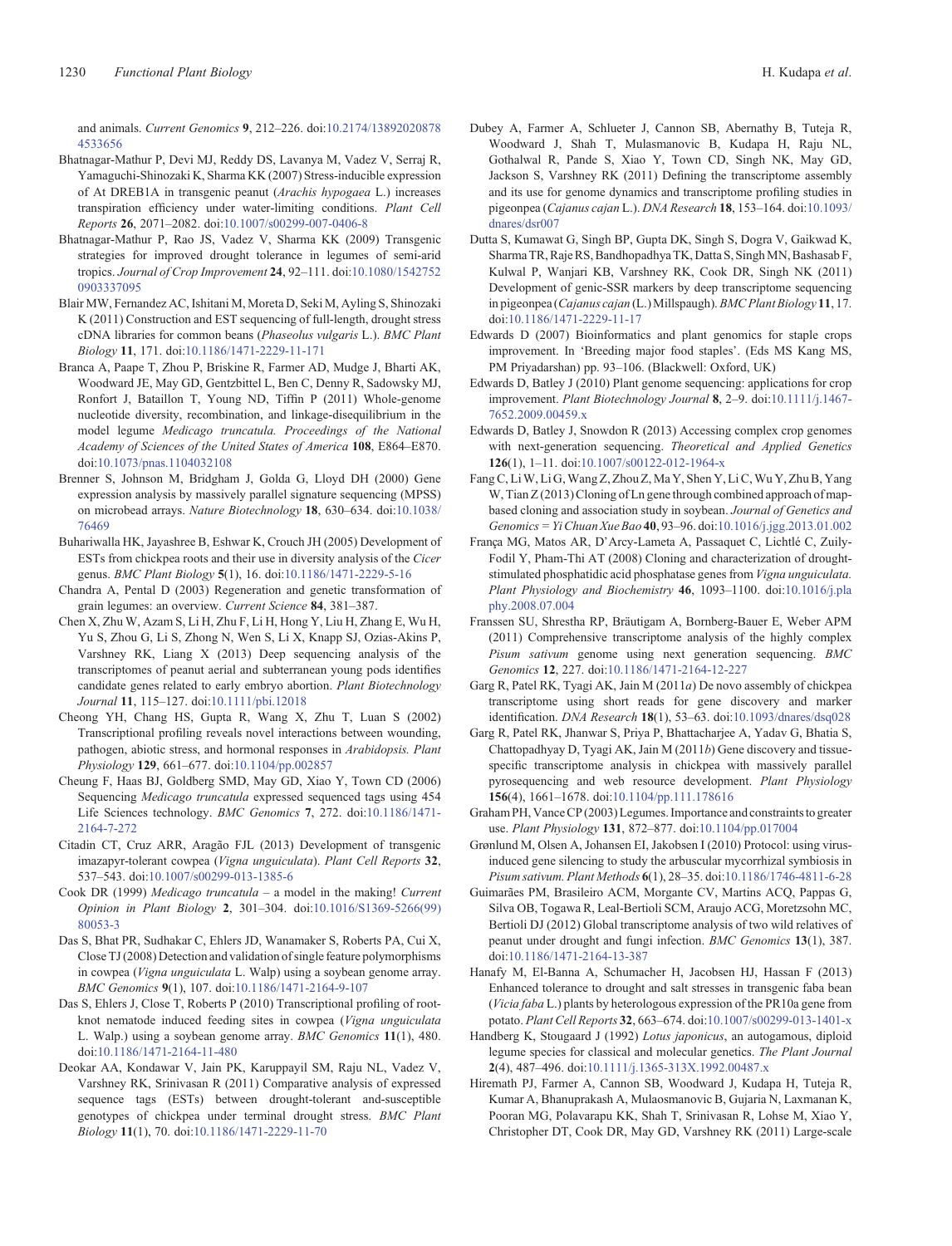and animals. *Current Genomics* **9**, 212–226. doi:10.2174/138920208784533656

Bhatnagar-Mathur P, Devi MJ, Reddy DS, Lavanya M, Vadez V, Serraj R, Yamaguchi-Shinozaki K, Sharma KK (2007) Stress-inducible expression of At DREB1A in transgenic peanut (*Arachis hypogaea* L.) increases transpiration efficiency under water-limiting conditions. *Plant Cell Reports* **26**, 2071–2082. doi:10.1007/s00299-007-0406-8

Bhatnagar-Mathur P, Rao JS, Vadez V, Sharma KK (2009) Transgenic strategies for improved drought tolerance in legumes of semi-arid tropics. *Journal of Crop Improvement* **24**, 92–111. doi:10.1080/15427520903337095

Blair MW, Fernandez AC, Ishitani M, Moreta D, Seki M, Ayling S, Shinozaki K (2011) Construction and EST sequencing of full-length, drought stress cDNA libraries for common beans (*Phaseolus vulgaris* L.). *BMC Plant Biology* **11**, 171. doi:10.1186/1471-2229-11-171

Branca A, Paape T, Zhou P, Briskine R, Farmer AD, Mudge J, Bharti AK, Woodward JE, May GD, Gentzbittel L, Ben C, Denny R, Sadowsky MJ, Ronfort J, Bataillon T, Young ND, Tiffin P (2011) Whole-genome nucleotide diversity, recombination, and linkage-disequilibrium in the model legume *Medicago truncatula. Proceedings of the National Academy of Sciences of the United States of America* **108**, E864–E870. doi:10.1073/pnas.1104032108

Brenner S, Johnson M, Bridgham J, Golda G, Lloyd DH (2000) Gene expression analysis by massively parallel signature sequencing (MPSS) on microbead arrays. *Nature Biotechnology* **18**, 630–634. doi:10.1038/76469

Buhariwalla HK, Jayashree B, Eshwar K, Crouch JH (2005) Development of ESTs from chickpea roots and their use in diversity analysis of the *Cicer* genus. *BMC Plant Biology* **5**(1), 16. doi:10.1186/1471-2229-5-16

Chandra A, Pental D (2003) Regeneration and genetic transformation of grain legumes: an overview. *Current Science* **84**, 381–387.

Chen X, Zhu W, Azam S, Li H, Zhu F, Li H, Hong Y, Liu H, Zhang E, Wu H, Yu S, Zhou G, Li S, Zhong N, Wen S, Li X, Knapp SJ, Ozias-Akins P, Varshney RK, Liang X (2013) Deep sequencing analysis of the transcriptomes of peanut aerial and subterranean young pods identifies candidate genes related to early embryo abortion. *Plant Biotechnology Journal* **11**, 115–127. doi:10.1111/pbi.12018

Cheong YH, Chang HS, Gupta R, Wang X, Zhu T, Luan S (2002) Transcriptional profiling reveals novel interactions between wounding, pathogen, abiotic stress, and hormonal responses in *Arabidopsis. Plant Physiology* **129**, 661–677. doi:10.1104/pp.002857

Cheung F, Haas BJ, Goldberg SMD, May GD, Xiao Y, Town CD (2006) Sequencing *Medicago truncatula* expressed sequenced tags using 454 Life Sciences technology. *BMC Genomics* **7**, 272. doi:10.1186/1471-2164-7-272

Citadin CT, Cruz ARR, Aragão FJL (2013) Development of transgenic imazapyr-tolerant cowpea (*Vigna unguiculata*). *Plant Cell Reports* **32**, 537–543. doi:10.1007/s00299-013-1385-6

Cook DR (1999) *Medicago truncatula* – a model in the making! *Current Opinion in Plant Biology* **2**, 301–304. doi:10.1016/S1369-5266(99)80053-3

Das S, Bhat PR, Sudhakar C, Ehlers JD, Wanamaker S, Roberts PA, Cui X, Close TJ (2008) Detection and validation of single feature polymorphisms in cowpea (*Vigna unguiculata* L. Walp) using a soybean genome array. *BMC Genomics* **9**(1), 107. doi:10.1186/1471-2164-9-107

Das S, Ehlers J, Close T, Roberts P (2010) Transcriptional profiling of root-knot nematode induced feeding sites in cowpea (*Vigna unguiculata* L. Walp.) using a soybean genome array. *BMC Genomics* **11**(1), 480. doi:10.1186/1471-2164-11-480

Deokar AA, Kondawar V, Jain PK, Karuppayil SM, Raju NL, Vadez V, Varshney RK, Srinivasan R (2011) Comparative analysis of expressed sequence tags (ESTs) between drought-tolerant and-susceptible genotypes of chickpea under terminal drought stress. *BMC Plant Biology* **11**(1), 70. doi:10.1186/1471-2229-11-70

Dubey A, Farmer A, Schlueter J, Cannon SB, Abernathy B, Tuteja R, Woodward J, Shah T, Mulasmanovic B, Kudapa H, Raju NL, Gothalwal R, Pande S, Xiao Y, Town CD, Singh NK, May GD, Jackson S, Varshney RK (2011) Defining the transcriptome assembly and its use for genome dynamics and transcriptome profiling studies in pigeonpea (*Cajanus cajan* L.). *DNA Research* **18**, 153–164. doi:10.1093/dnares/dsr007

Dutta S, Kumawat G, Singh BP, Gupta DK, Singh S, Dogra V, Gaikwad K, Sharma TR, Raje RS, Bandhopadhya TK, Datta S, Singh MN, Bashasab F, Kulwal P, Wanjari KB, Varshney RK, Cook DR, Singh NK (2011) Development of genic-SSR markers by deep transcriptome sequencing in pigeonpea (*Cajanus cajan* (L.) Millspaugh). *BMC Plant Biology* **11**, 17. doi:10.1186/1471-2229-11-17

Edwards D (2007) Bioinformatics and plant genomics for staple crops improvement. In 'Breeding major food staples'. (Eds MS Kang MS, PM Priyadarshan) pp. 93–106. (Blackwell: Oxford, UK)

Edwards D, Batley J (2010) Plant genome sequencing: applications for crop improvement. *Plant Biotechnology Journal* **8**, 2–9. doi:10.1111/j.1467-7652.2009.00459.x

Edwards D, Batley J, Snowdon R (2013) Accessing complex crop genomes with next-generation sequencing. *Theoretical and Applied Genetics* **126**(1), 1–11. doi:10.1007/s00122-012-1964-x

Fang C, Li W, Li G, Wang Z, Zhou Z, Ma Y, Shen Y, Li C, Wu Y, Zhu B, Yang W, Tian Z (2013) Cloning of Ln gene through combined approach of map-based cloning and association study in soybean. *Journal of Genetics and Genomics = Yi Chuan Xue Bao* **40**, 93–96. doi:10.1016/j.jgg.2013.01.002

França MG, Matos AR, D'Arcy-Lameta A, Passaquet C, Lichtlé C, Zuily-Fodil Y, Pham-Thi AT (2008) Cloning and characterization of drought-stimulated phosphatidic acid phosphatase genes from *Vigna unguiculata. Plant Physiology and Biochemistry* **46**, 1093–1100. doi:10.1016/j.plaphy.2008.07.004

Franssen SU, Shrestha RP, Bräutigam A, Bornberg-Bauer E, Weber APM (2011) Comprehensive transcriptome analysis of the highly complex *Pisum sativum* genome using next generation sequencing. *BMC Genomics* **12**, 227. doi:10.1186/1471-2164-12-227

Garg R, Patel RK, Tyagi AK, Jain M (2011*a*) De novo assembly of chickpea transcriptome using short reads for gene discovery and marker identification. *DNA Research* **18**(1), 53–63. doi:10.1093/dnares/dsq028

Garg R, Patel RK, Jhanwar S, Priya P, Bhattacharjee A, Yadav G, Bhatia S, Chattopadhyay D, Tyagi AK, Jain M (2011*b*) Gene discovery and tissue-specific transcriptome analysis in chickpea with massively parallel pyrosequencing and web resource development. *Plant Physiology* **156**(4), 1661–1678. doi:10.1104/pp.111.178616

Graham PH, Vance CP (2003) Legumes. Importance and constraints to greater use. *Plant Physiology* **131**, 872–877. doi:10.1104/pp.017004

Grønlund M, Olsen A, Johansen EI, Jakobsen I (2010) Protocol: using virus-induced gene silencing to study the arbuscular mycorrhizal symbiosis in *Pisum sativum. Plant Methods* **6**(1), 28–35. doi:10.1186/1746-4811-6-28

Guimarães PM, Brasileiro ACM, Morgante CV, Martins ACQ, Pappas G, Silva OB, Togawa R, Leal-Bertioli SCM, Araujo ACG, Moretzsohn MC, Bertioli DJ (2012) Global transcriptome analysis of two wild relatives of peanut under drought and fungi infection. *BMC Genomics* **13**(1), 387. doi:10.1186/1471-2164-13-387

Hanafy M, El-Banna A, Schumacher H, Jacobsen HJ, Hassan F (2013) Enhanced tolerance to drought and salt stresses in transgenic faba bean (*Vicia faba* L.) plants by heterologous expression of the PR10a gene from potato. *Plant Cell Reports* **32**, 663–674. doi:10.1007/s00299-013-1401-x

Handberg K, Stougaard J (1992) *Lotus japonicus*, an autogamous, diploid legume species for classical and molecular genetics. *The Plant Journal* **2**(4), 487–496. doi:10.1111/j.1365-313X.1992.00487.x

Hiremath PJ, Farmer A, Cannon SB, Woodward J, Kudapa H, Tuteja R, Kumar A, Bhanuprakash A, Mulaosmanovic B, Gujaria N, Laxmanan K, Pooran MG, Polavarapu KK, Shah T, Srinivasan R, Lohse M, Xiao Y, Christopher DT, Cook DR, May GD, Varshney RK (2011) Large-scale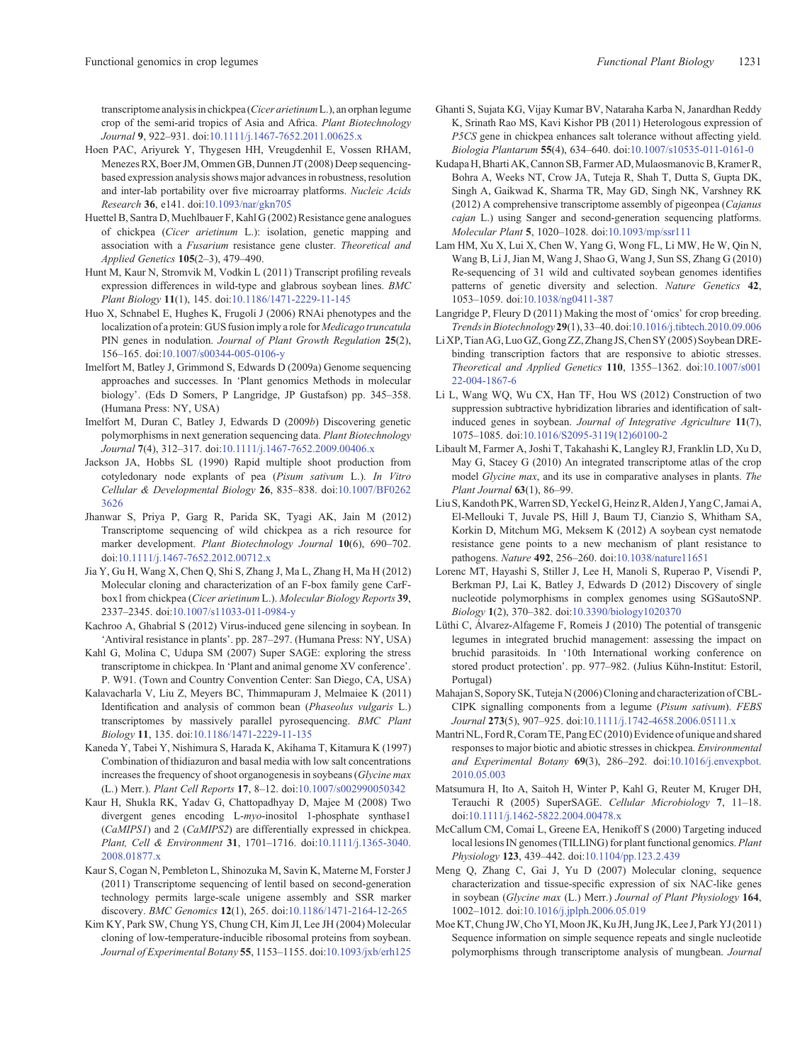transcriptome analysis in chickpea (*Cicer arietinum* L.), an orphan legume crop of the semi-arid tropics of Asia and Africa. *Plant Biotechnology Journal* **9**, 922–931. doi:10.1111/j.1467-7652.2011.00625.x

Hoen PAC, Ariyurek Y, Thygesen HH, Vreugdenhil E, Vossen RHAM, Menezes RX, Boer JM, Ommen GB, Dunnen JT (2008) Deep sequencing-based expression analysis shows major advances in robustness, resolution and inter-lab portability over five microarray platforms. *Nucleic Acids Research* **36**, e141. doi:10.1093/nar/gkn705

Huettel B, Santra D, Muehlbauer F, Kahl G (2002) Resistance gene analogues of chickpea (*Cicer arietinum* L.): isolation, genetic mapping and association with a *Fusarium* resistance gene cluster. *Theoretical and Applied Genetics* **105**(2–3), 479–490.

Hunt M, Kaur N, Stromvik M, Vodkin L (2011) Transcript profiling reveals expression differences in wild-type and glabrous soybean lines. *BMC Plant Biology* **11**(1), 145. doi:10.1186/1471-2229-11-145

Huo X, Schnabel E, Hughes K, Frugoli J (2006) RNAi phenotypes and the localization of a protein: GUS fusion imply a role for *Medicago truncatula* PIN genes in nodulation. *Journal of Plant Growth Regulation* **25**(2), 156–165. doi:10.1007/s00344-005-0106-y

Imelfort M, Batley J, Grimmond S, Edwards D (2009*a*) Genome sequencing approaches and successes. In 'Plant genomics Methods in molecular biology'. (Eds D Somers, P Langridge, JP Gustafson) pp. 345–358. (Humana Press: NY, USA)

Imelfort M, Duran C, Batley J, Edwards D (2009*b*) Discovering genetic polymorphisms in next generation sequencing data. *Plant Biotechnology Journal* **7**(4), 312–317. doi:10.1111/j.1467-7652.2009.00406.x

Jackson JA, Hobbs SL (1990) Rapid multiple shoot production from cotyledonary node explants of pea (*Pisum sativum* L.). *In Vitro Cellular & Developmental Biology* **26**, 835–838. doi:10.1007/BF02623626

Jhanwar S, Priya P, Garg R, Parida SK, Tyagi AK, Jain M (2012) Transcriptome sequencing of wild chickpea as a rich resource for marker development. *Plant Biotechnology Journal* **10**(6), 690–702. doi:10.1111/j.1467-7652.2012.00712.x

Jia Y, Gu H, Wang X, Chen Q, Shi S, Zhang J, Ma L, Zhang H, Ma H (2012) Molecular cloning and characterization of an F-box family gene CarF-box1 from chickpea (*Cicer arietinum* L.). *Molecular Biology Reports* **39**, 2337–2345. doi:10.1007/s11033-011-0984-y

Kachroo A, Ghabrial S (2012) Virus-induced gene silencing in soybean. In 'Antiviral resistance in plants'. pp. 287–297. (Humana Press: NY, USA)

Kahl G, Molina C, Udupa SM (2007) Super SAGE: exploring the stress transcriptome in chickpea. In 'Plant and animal genome XV conference'. P. W91. (Town and Country Convention Center: San Diego, CA, USA)

Kalavacharla V, Liu Z, Meyers BC, Thimmapuram J, Melmaiee K (2011) Identification and analysis of common bean (*Phaseolus vulgaris* L.) transcriptomes by massively parallel pyrosequencing. *BMC Plant Biology* **11**, 135. doi:10.1186/1471-2229-11-135

Kaneda Y, Tabei Y, Nishimura S, Harada K, Akihama T, Kitamura K (1997) Combination of thidiazuron and basal media with low salt concentrations increases the frequency of shoot organogenesis in soybeans (*Glycine max* (L.) Merr.). *Plant Cell Reports* **17**, 8–12. doi:10.1007/s002990050342

Kaur H, Shukla RK, Yadav G, Chattopadhyay D, Majee M (2008) Two divergent genes encoding L-*myo*-inositol 1-phosphate synthase1 (*CaMIPS1*) and 2 (*CaMIPS2*) are differentially expressed in chickpea. *Plant, Cell & Environment* **31**, 1701–1716. doi:10.1111/j.1365-3040.2008.01877.x

Kaur S, Cogan N, Pembleton L, Shinozuka M, Savin K, Materne M, Forster J (2011) Transcriptome sequencing of lentil based on second-generation technology permits large-scale unigene assembly and SSR marker discovery. *BMC Genomics* **12**(1), 265. doi:10.1186/1471-2164-12-265

Kim KY, Park SW, Chung YS, Chung CH, Kim JI, Lee JH (2004) Molecular cloning of low-temperature-inducible ribosomal proteins from soybean. *Journal of Experimental Botany* **55**, 1153–1155. doi:10.1093/jxb/erh125

Ghanti S, Sujata KG, Vijay Kumar BV, Nataraha Karba N, Janardhan Reddy K, Srinath Rao MS, Kavi Kishor PB (2011) Heterologous expression of *P5CS* gene in chickpea enhances salt tolerance without affecting yield. *Biologia Plantarum* **55**(4), 634–640. doi:10.1007/s10535-011-0161-0

Kudapa H, Bharti AK, Cannon SB, Farmer AD, Mulaosmanovic B, Kramer R, Bohra A, Weeks NT, Crow JA, Tuteja R, Shah T, Dutta S, Gupta DK, Singh A, Gaikwad K, Sharma TR, May GD, Singh NK, Varshney RK (2012) A comprehensive transcriptome assembly of pigeonpea (*Cajanus cajan* L.) using Sanger and second-generation sequencing platforms. *Molecular Plant* **5**, 1020–1028. doi:10.1093/mp/ssr111

Lam HM, Xu X, Lui X, Chen W, Yang G, Wong FL, Li MW, He W, Qin N, Wang B, Li J, Jian M, Wang J, Shao G, Wang J, Sun SS, Zhang G (2010) Re-sequencing of 31 wild and cultivated soybean genomes identifies patterns of genetic diversity and selection. *Nature Genetics* **42**, 1053–1059. doi:10.1038/ng0411-387

Langridge P, Fleury D (2011) Making the most of 'omics' for crop breeding. *Trends in Biotechnology* **29**(1), 33–40. doi:10.1016/j.tibtech.2010.09.006

Li XP, Tian AG, Luo GZ, Gong ZZ, Zhang JS, Chen SY (2005) Soybean DRE-binding transcription factors that are responsive to abiotic stresses. *Theoretical and Applied Genetics* **110**, 1355–1362. doi:10.1007/s00122-004-1867-6

Li L, Wang WQ, Wu CX, Han TF, Hou WS (2012) Construction of two suppression subtractive hybridization libraries and identification of salt-induced genes in soybean. *Journal of Integrative Agriculture* **11**(7), 1075–1085. doi:10.1016/S2095-3119(12)60100-2

Libault M, Farmer A, Joshi T, Takahashi K, Langley RJ, Franklin LD, Xu D, May G, Stacey G (2010) An integrated transcriptome atlas of the crop model *Glycine max*, and its use in comparative analyses in plants. *The Plant Journal* **63**(1), 86–99.

Liu S, Kandoth PK, Warren SD, Yeckel G, Heinz R, Alden J, Yang C, Jamai A, El-Mellouki T, Juvale PS, Hill J, Baum TJ, Cianzio S, Whitham SA, Korkin D, Mitchum MG, Meksem K (2012) A soybean cyst nematode resistance gene points to a new mechanism of plant resistance to pathogens. *Nature* **492**, 256–260. doi:10.1038/nature11651

Lorenc MT, Hayashi S, Stiller J, Lee H, Manoli S, Ruperao P, Visendi P, Berkman PJ, Lai K, Batley J, Edwards D (2012) Discovery of single nucleotide polymorphisms in complex genomes using SGSautoSNP. *Biology* **1**(2), 370–382. doi:10.3390/biology1020370

Lüthi C, Álvarez-Alfageme F, Romeis J (2010) The potential of transgenic legumes in integrated bruchid management: assessing the impact on bruchid parasitoids. In '10th International working conference on stored product protection'. pp. 977–982. (Julius Kühn-Institut: Estoril, Portugal)

Mahajan S, Sopory SK, Tuteja N (2006) Cloning and characterization of CBL-CIPK signalling components from a legume (*Pisum sativum*). *FEBS Journal* **273**(5), 907–925. doi:10.1111/j.1742-4658.2006.05111.x

Mantri NL, Ford R, Coram TE, Pang EC (2010) Evidence of unique and shared responses to major biotic and abiotic stresses in chickpea. *Environmental and Experimental Botany* **69**(3), 286–292. doi:10.1016/j.envexpbot.2010.05.003

Matsumura H, Ito A, Saitoh H, Winter P, Kahl G, Reuter M, Kruger DH, Terauchi R (2005) SuperSAGE. *Cellular Microbiology* **7**, 11–18. doi:10.1111/j.1462-5822.2004.00478.x

McCallum CM, Comai L, Greene EA, Henikoff S (2000) Targeting induced local lesions IN genomes (TILLING) for plant functional genomics. *Plant Physiology* **123**, 439–442. doi:10.1104/pp.123.2.439

Meng Q, Zhang C, Gai J, Yu D (2007) Molecular cloning, sequence characterization and tissue-specific expression of six NAC-like genes in soybean (*Glycine max* (L.) Merr.) *Journal of Plant Physiology* **164**, 1002–1012. doi:10.1016/j.jplph.2006.05.019

Moe KT, Chung JW, Cho YI, Moon JK, Ku JH, Jung JK, Lee J, Park YJ (2011) Sequence information on simple sequence repeats and single nucleotide polymorphisms through transcriptome analysis of mungbean. *Journal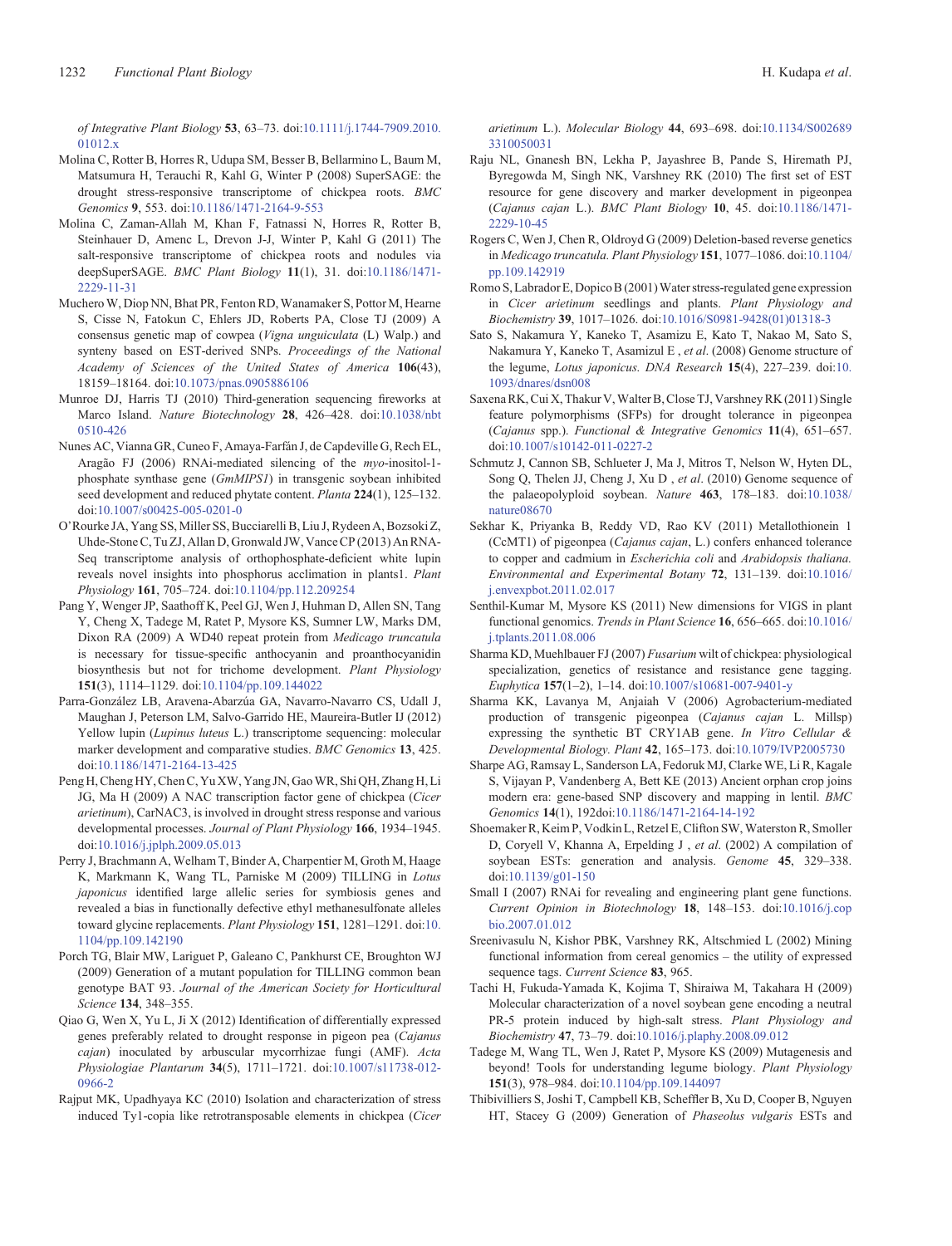*of Integrative Plant Biology* **53**, 63–73. doi:10.1111/j.1744-7909.2010.01012.x

Molina C, Rotter B, Horres R, Udupa SM, Besser B, Bellarmino L, Baum M, Matsumura H, Terauchi R, Kahl G, Winter P (2008) SuperSAGE: the drought stress-responsive transcriptome of chickpea roots. *BMC Genomics* **9**, 553. doi:10.1186/1471-2164-9-553

Molina C, Zaman-Allah M, Khan F, Fatnassi N, Horres R, Rotter B, Steinhauer D, Amenc L, Drevon J-J, Winter P, Kahl G (2011) The salt-responsive transcriptome of chickpea roots and nodules via deepSuperSAGE. *BMC Plant Biology* **11**(1), 31. doi:10.1186/1471-2229-11-31

Muchero W, Diop NN, Bhat PR, Fenton RD, Wanamaker S, Pottor M, Hearne S, Cisse N, Fatokun C, Ehlers JD, Roberts PA, Close TJ (2009) A consensus genetic map of cowpea (*Vigna unguiculata* (L) Walp.) and synteny based on EST-derived SNPs. *Proceedings of the National Academy of Sciences of the United States of America* **106**(43), 18159–18164. doi:10.1073/pnas.0905886106

Munroe DJ, Harris TJ (2010) Third-generation sequencing fireworks at Marco Island. *Nature Biotechnology* **28**, 426–428. doi:10.1038/nbt0510-426

Nunes AC, Vianna GR, Cuneo F, Amaya-Farfán J, de Capdeville G, Rech EL, Aragão FJ (2006) RNAi-mediated silencing of the *myo*-inositol-1-phosphate synthase gene (*GmMIPS1*) in transgenic soybean inhibited seed development and reduced phytate content. *Planta* **224**(1), 125–132. doi:10.1007/s00425-005-0201-0

O'Rourke JA, Yang SS, Miller SS, Bucciarelli B, Liu J, Rydeen A, Bozsoki Z, Uhde-Stone C, Tu ZJ, Allan D, Gronwald JW, Vance CP (2013) An RNA-Seq transcriptome analysis of orthophosphate-deficient white lupin reveals novel insights into phosphorus acclimation in plants1. *Plant Physiology* **161**, 705–724. doi:10.1104/pp.112.209254

Pang Y, Wenger JP, Saathoff K, Peel GJ, Wen J, Huhman D, Allen SN, Tang Y, Cheng X, Tadege M, Ratet P, Mysore KS, Sumner LW, Marks DM, Dixon RA (2009) A WD40 repeat protein from *Medicago truncatula* is necessary for tissue-specific anthocyanin and proanthocyanidin biosynthesis but not for trichome development. *Plant Physiology* **151**(3), 1114–1129. doi:10.1104/pp.109.144022

Parra-González LB, Aravena-Abarzúa GA, Navarro-Navarro CS, Udall J, Maughan J, Peterson LM, Salvo-Garrido HE, Maureira-Butler IJ (2012) Yellow lupin (*Lupinus luteus* L.) transcriptome sequencing: molecular marker development and comparative studies. *BMC Genomics* **13**, 425. doi:10.1186/1471-2164-13-425

Peng H, Cheng HY, Chen C, Yu XW, Yang JN, Gao WR, Shi QH, Zhang H, Li JG, Ma H (2009) A NAC transcription factor gene of chickpea (*Cicer arietinum*), CarNAC3, is involved in drought stress response and various developmental processes. *Journal of Plant Physiology* **166**, 1934–1945. doi:10.1016/j.jplph.2009.05.013

Perry J, Brachmann A, Welham T, Binder A, Charpentier M, Groth M, Haage K, Markmann K, Wang TL, Parniske M (2009) TILLING in *Lotus japonicus* identified large allelic series for symbiosis genes and revealed a bias in functionally defective ethyl methanesulfonate alleles toward glycine replacements. *Plant Physiology* **151**, 1281–1291. doi:10.1104/pp.109.142190

Porch TG, Blair MW, Lariguet P, Galeano C, Pankhurst CE, Broughton WJ (2009) Generation of a mutant population for TILLING common bean genotype BAT 93. *Journal of the American Society for Horticultural Science* **134**, 348–355.

Qiao G, Wen X, Yu L, Ji X (2012) Identification of differentially expressed genes preferably related to drought response in pigeon pea (*Cajanus cajan*) inoculated by arbuscular mycorrhizae fungi (AMF). *Acta Physiologiae Plantarum* **34**(5), 1711–1721. doi:10.1007/s11738-012-0966-2

Rajput MK, Upadhyaya KC (2010) Isolation and characterization of stress induced Ty1-copia like retrotransposable elements in chickpea (*Cicer arietinum* L.). *Molecular Biology* **44**, 693–698. doi:10.1134/S0026893310050031

Raju NL, Gnanesh BN, Lekha P, Jayashree B, Pande S, Hiremath PJ, Byregowda M, Singh NK, Varshney RK (2010) The first set of EST resource for gene discovery and marker development in pigeonpea (*Cajanus cajan* L.). *BMC Plant Biology* **10**, 45. doi:10.1186/1471-2229-10-45

Rogers C, Wen J, Chen R, Oldroyd G (2009) Deletion-based reverse genetics in *Medicago truncatula*. *Plant Physiology* **151**, 1077–1086. doi:10.1104/pp.109.142919

Romo S, Labrador E, Dopico B (2001) Water stress-regulated gene expression in *Cicer arietinum* seedlings and plants. *Plant Physiology and Biochemistry* **39**, 1017–1026. doi:10.1016/S0981-9428(01)01318-3

Sato S, Nakamura Y, Kaneko T, Asamizu E, Kato T, Nakao M, Sato S, Nakamura Y, Kaneko T, Asamizu E , *et al*. (2008) Genome structure of the legume, *Lotus japonicus*. *DNA Research* **15**(4), 227–239. doi:10.1093/dnares/dsn008

Saxena RK, Cui X, Thakur V, Walter B, Close TJ, Varshney RK (2011) Single feature polymorphisms (SFPs) for drought tolerance in pigeonpea (*Cajanus* spp.). *Functional & Integrative Genomics* **11**(4), 651–657. doi:10.1007/s10142-011-0227-2

Schmutz J, Cannon SB, Schlueter J, Ma J, Mitros T, Nelson W, Hyten DL, Song Q, Thelen JJ, Cheng J, Xu D , *et al*. (2010) Genome sequence of the palaeopolyploid soybean. *Nature* **463**, 178–183. doi:10.1038/nature08670

Sekhar K, Priyanka B, Reddy VD, Rao KV (2011) Metallothionein 1 (CcMT1) of pigeonpea (*Cajanus cajan*, L.) confers enhanced tolerance to copper and cadmium in *Escherichia coli* and *Arabidopsis thaliana*. *Environmental and Experimental Botany* **72**, 131–139. doi:10.1016/j.envexpbot.2011.02.017

Senthil-Kumar M, Mysore KS (2011) New dimensions for VIGS in plant functional genomics. *Trends in Plant Science* **16**, 656–665. doi:10.1016/j.tplants.2011.08.006

Sharma KD, Muehlbauer FJ (2007) *Fusarium* wilt of chickpea: physiological specialization, genetics of resistance and resistance gene tagging. *Euphytica* **157**(1–2), 1–14. doi:10.1007/s10681-007-9401-y

Sharma KK, Lavanya M, Anjaiah V (2006) Agrobacterium-mediated production of transgenic pigeonpea (*Cajanus cajan* L. Millsp) expressing the synthetic BT CRY1AB gene. *In Vitro Cellular & Developmental Biology. Plant* **42**, 165–173. doi:10.1079/IVP2005730

Sharpe AG, Ramsay L, Sanderson LA, Fedoruk MJ, Clarke WE, Li R, Kagale S, Vijayan P, Vandenberg A, Bett KE (2013) Ancient orphan crop joins modern era: gene-based SNP discovery and mapping in lentil. *BMC Genomics* **14**(1), 192doi:10.1186/1471-2164-14-192

Shoemaker R, Keim P, Vodkin L, Retzel E, Clifton SW, Waterston R, Smoller D, Coryell V, Khanna A, Erpelding J , *et al*. (2002) A compilation of soybean ESTs: generation and analysis. *Genome* **45**, 329–338. doi:10.1139/g01-150

Small I (2007) RNAi for revealing and engineering plant gene functions. *Current Opinion in Biotechnology* **18**, 148–153. doi:10.1016/j.copbio.2007.01.012

Sreenivasulu N, Kishor PBK, Varshney RK, Altschmied L (2002) Mining functional information from cereal genomics – the utility of expressed sequence tags. *Current Science* **83**, 965.

Tachi H, Fukuda-Yamada K, Kojima T, Shiraiwa M, Takahara H (2009) Molecular characterization of a novel soybean gene encoding a neutral PR-5 protein induced by high-salt stress. *Plant Physiology and Biochemistry* **47**, 73–79. doi:10.1016/j.plaphy.2008.09.012

Tadege M, Wang TL, Wen J, Ratet P, Mysore KS (2009) Mutagenesis and beyond! Tools for understanding legume biology. *Plant Physiology* **151**(3), 978–984. doi:10.1104/pp.109.144097

Thibivilliers S, Joshi T, Campbell KB, Scheffler B, Xu D, Cooper B, Nguyen HT, Stacey G (2009) Generation of *Phaseolus vulgaris* ESTs and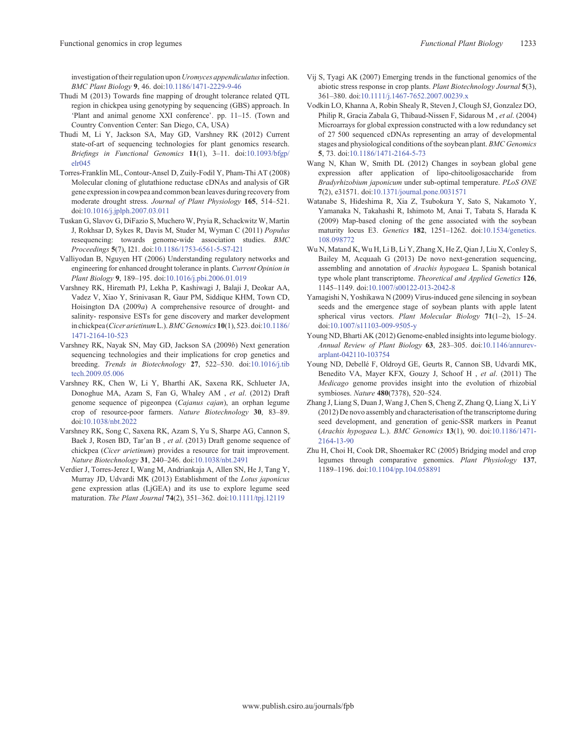investigation of their regulation upon *Uromyces appendiculatus* infection. *BMC Plant Biology* **9**, 46. doi:10.1186/1471-2229-9-46

Thudi M (2013) Towards fine mapping of drought tolerance related QTL region in chickpea using genotyping by sequencing (GBS) approach. In 'Plant and animal genome XXI conference'. pp. 11–15. (Town and Country Convention Center: San Diego, CA, USA)

Thudi M, Li Y, Jackson SA, May GD, Varshney RK (2012) Current state-of-art of sequencing technologies for plant genomics research. *Briefings in Functional Genomics* **11**(1), 3–11. doi:10.1093/bfgp/elr045

Torres-Franklin ML, Contour-Ansel D, Zuily-Fodil Y, Pham-Thi AT (2008) Molecular cloning of glutathione reductase cDNAs and analysis of GR gene expression in cowpea and common bean leaves during recovery from moderate drought stress. *Journal of Plant Physiology* **165**, 514–521. doi:10.1016/j.jplph.2007.03.011

Tuskan G, Slavov G, DiFazio S, Muchero W, Pryia R, Schackwitz W, Martin J, Rokhsar D, Sykes R, Davis M, Studer M, Wyman C (2011) *Populus* resequencing: towards genome-wide association studies. *BMC Proceedings* **5**(7), I21. doi:10.1186/1753-6561-5-S7-I21

Valliyodan B, Nguyen HT (2006) Understanding regulatory networks and engineering for enhanced drought tolerance in plants. *Current Opinion in Plant Biology* **9**, 189–195. doi:10.1016/j.pbi.2006.01.019

Varshney RK, Hiremath PJ, Lekha P, Kashiwagi J, Balaji J, Deokar AA, Vadez V, Xiao Y, Srinivasan R, Gaur PM, Siddique KHM, Town CD, Hoisington DA (2009*a*) A comprehensive resource of drought- and salinity- responsive ESTs for gene discovery and marker development in chickpea (*Cicer arietinum* L.). *BMC Genomics* **10**(1), 523. doi:10.1186/1471-2164-10-523

Varshney RK, Nayak SN, May GD, Jackson SA (2009*b*) Next generation sequencing technologies and their implications for crop genetics and breeding. *Trends in Biotechnology* **27**, 522–530. doi:10.1016/j.tibtech.2009.05.006

Varshney RK, Chen W, Li Y, Bharthi AK, Saxena RK, Schlueter JA, Donoghue MA, Azam S, Fan G, Whaley AM , *et al*. (2012) Draft genome sequence of pigeonpea (*Cajanus cajan*), an orphan legume crop of resource-poor farmers. *Nature Biotechnology* **30**, 83–89. doi:10.1038/nbt.2022

Varshney RK, Song C, Saxena RK, Azam S, Yu S, Sharpe AG, Cannon S, Baek J, Rosen BD, Tar'an B , *et al*. (2013) Draft genome sequence of chickpea (*Cicer arietinum*) provides a resource for trait improvement. *Nature Biotechnology* **31**, 240–246. doi:10.1038/nbt.2491

Verdier J, Torres-Jerez I, Wang M, Andriankaja A, Allen SN, He J, Tang Y, Murray JD, Udvardi MK (2013) Establishment of the *Lotus japonicus* gene expression atlas (LjGEA) and its use to explore legume seed maturation. *The Plant Journal* **74**(2), 351–362. doi:10.1111/tpj.12119

Vij S, Tyagi AK (2007) Emerging trends in the functional genomics of the abiotic stress response in crop plants. *Plant Biotechnology Journal* **5**(3), 361–380. doi:10.1111/j.1467-7652.2007.00239.x

Vodkin LO, Khanna A, Robin Shealy R, Steven J, Clough SJ, Gonzalez DO, Philip R, Gracia Zabala G, Thibaud-Nissen F, Sidarous M , *et al*. (2004) Microarrays for global expression constructed with a low redundancy set of 27 500 sequenced cDNAs representing an array of developmental stages and physiological conditions of the soybean plant. *BMC Genomics* **5**, 73. doi:10.1186/1471-2164-5-73

Wang N, Khan W, Smith DL (2012) Changes in soybean global gene expression after application of lipo-chitooligosaccharide from *Bradyrhizobium japonicum* under sub-optimal temperature. *PLoS ONE* **7**(2), e31571. doi:10.1371/journal.pone.0031571

Watanabe S, Hideshima R, Xia Z, Tsubokura Y, Sato S, Nakamoto Y, Yamanaka N, Takahashi R, Ishimoto M, Anai T, Tabata S, Harada K (2009) Map-based cloning of the gene associated with the soybean maturity locus E3. *Genetics* **182**, 1251–1262. doi:10.1534/genetics.108.098772

Wu N, Matand K, Wu H, Li B, Li Y, Zhang X, He Z, Qian J, Liu X, Conley S, Bailey M, Acquaah G (2013) De novo next-generation sequencing, assembling and annotation of *Arachis hypogaea* L. Spanish botanical type whole plant transcriptome. *Theoretical and Applied Genetics* **126**, 1145–1149. doi:10.1007/s00122-013-2042-8

Yamagishi N, Yoshikawa N (2009) Virus-induced gene silencing in soybean seeds and the emergence stage of soybean plants with apple latent spherical virus vectors. *Plant Molecular Biology* **71**(1–2), 15–24. doi:10.1007/s11103-009-9505-y

Young ND, Bharti AK (2012) Genome-enabled insights into legume biology. *Annual Review of Plant Biology* **63**, 283–305. doi:10.1146/annurev-arplant-042110-103754

Young ND, Debellé F, Oldroyd GE, Geurts R, Cannon SB, Udvardi MK, Benedito VA, Mayer KFX, Gouzy J, Schoof H , *et al*. (2011) The *Medicago* genome provides insight into the evolution of rhizobial symbioses. *Nature* **480**(7378), 520–524.

Zhang J, Liang S, Duan J, Wang J, Chen S, Cheng Z, Zhang Q, Liang X, Li Y (2012) De novo assembly and characterisation of the transcriptome during seed development, and generation of genic-SSR markers in Peanut (*Arachis hypogaea* L.). *BMC Genomics* **13**(1), 90. doi:10.1186/1471-2164-13-90

Zhu H, Choi H, Cook DR, Shoemaker RC (2005) Bridging model and crop legumes through comparative genomics. *Plant Physiology* **137**, 1189–1196. doi:10.1104/pp.104.058891